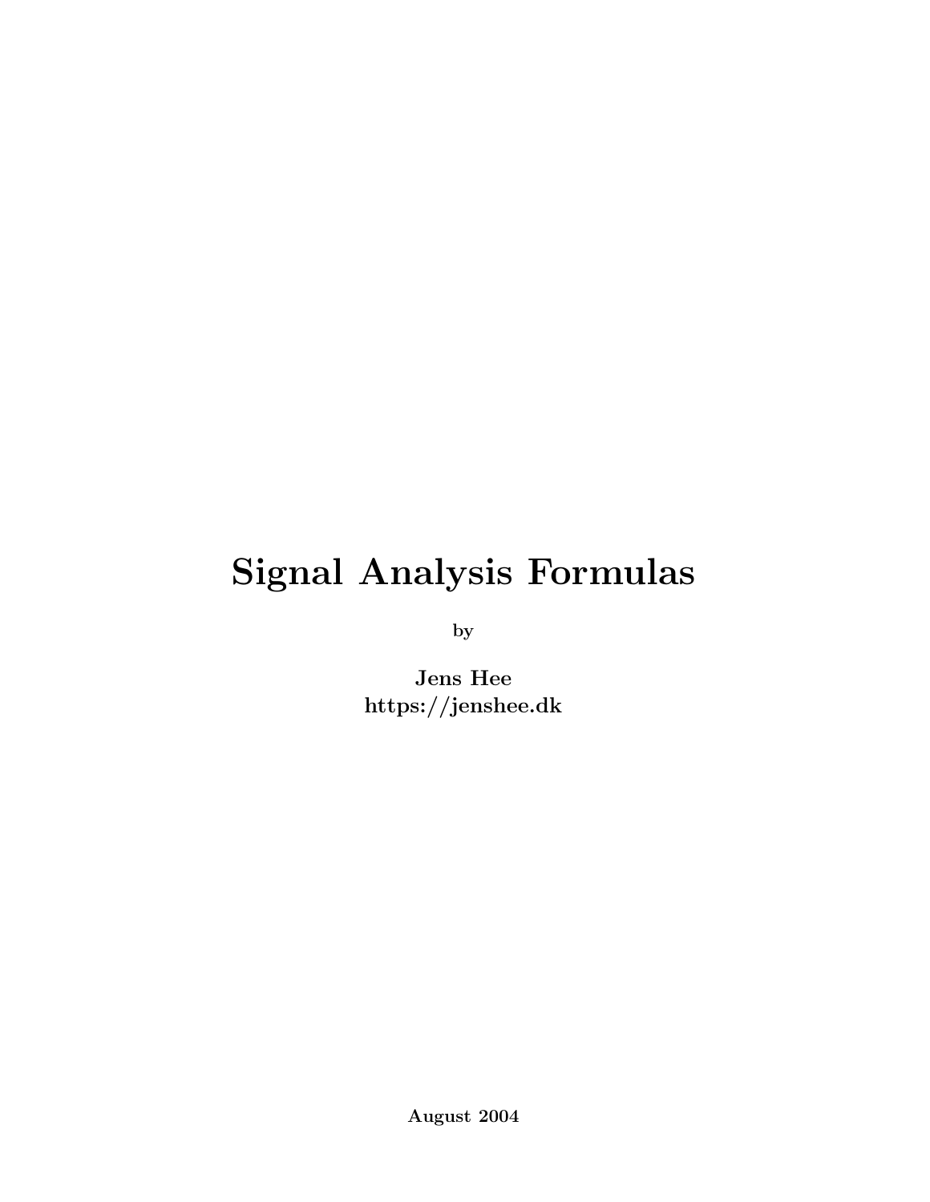# Signal Analysis Formulas

by

**Jens Hee**
**https://jenshee.dk**

**August 2004**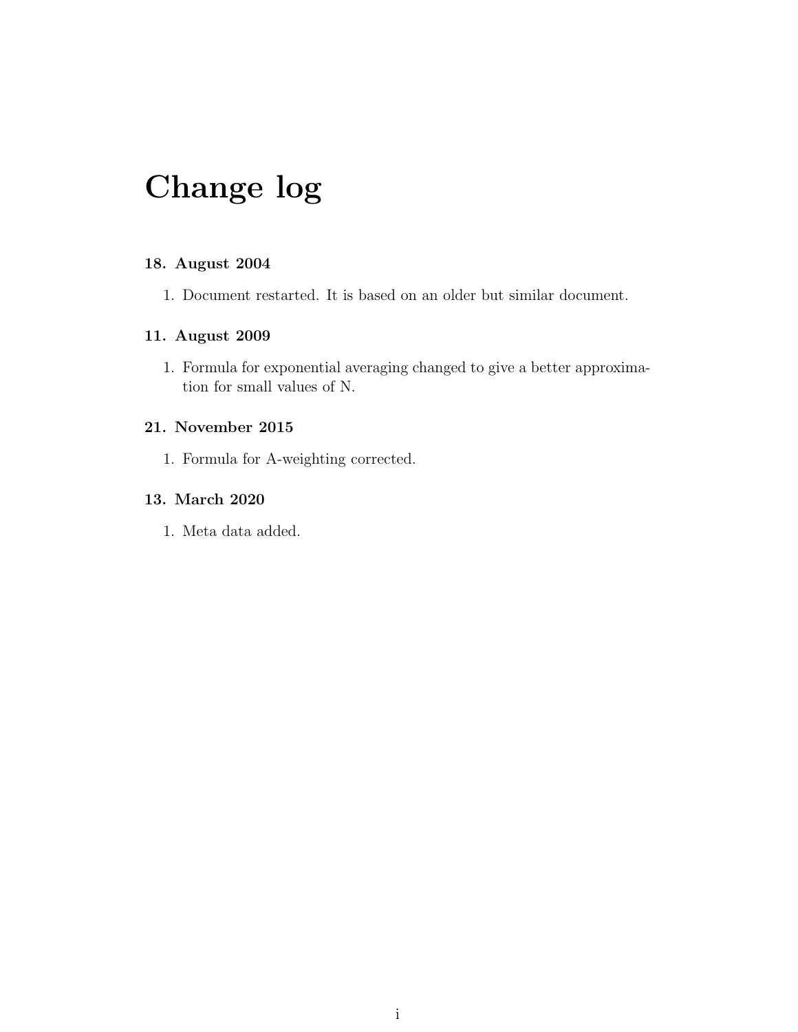# Change log

### 18. August 2004

1. Document restarted. It is based on an older but similar document.

### 11. August 2009

1. Formula for exponential averaging changed to give a better approximation for small values of N.

### 21. November 2015

1. Formula for A-weighting corrected.

### 13. March 2020

1. Meta data added.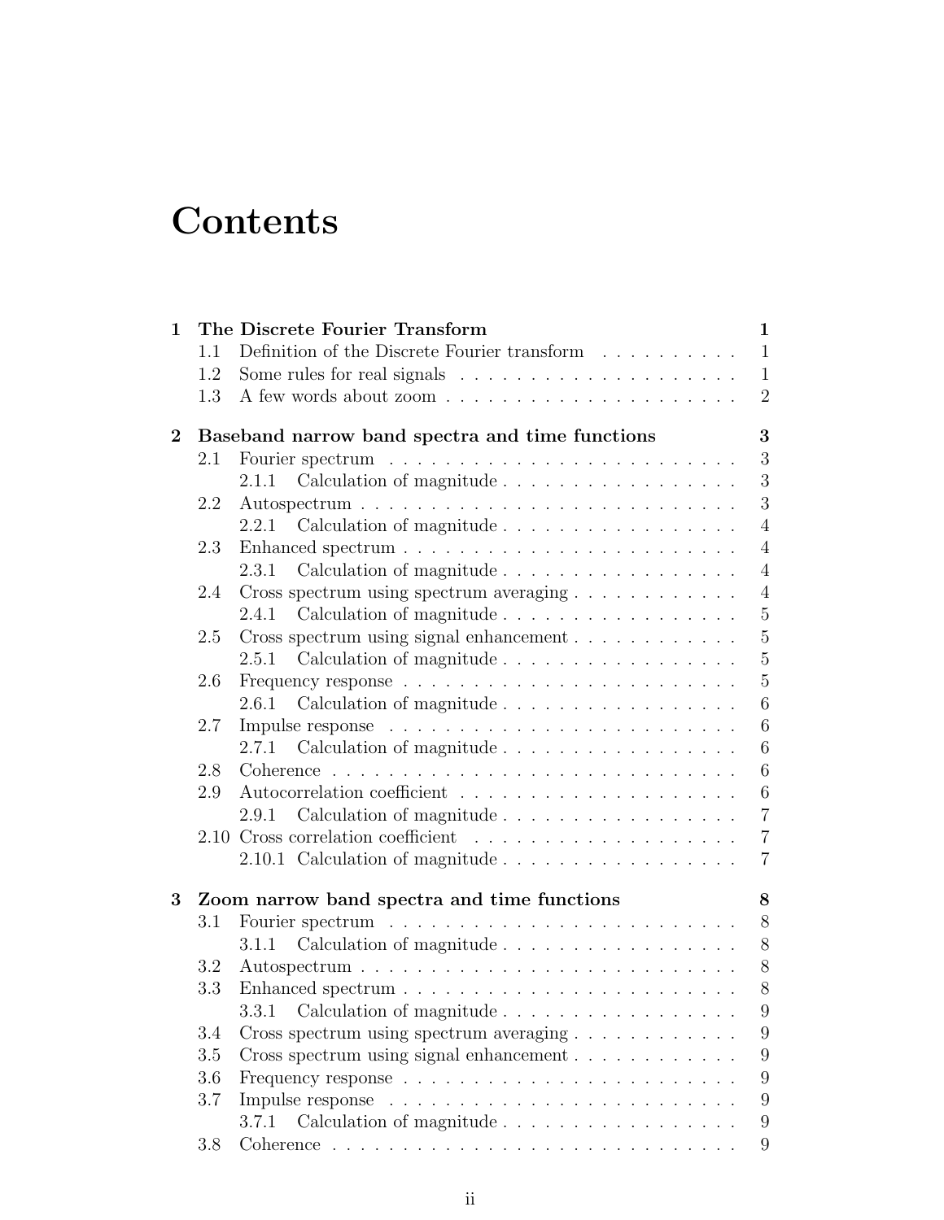# Contents

**1 The Discrete Fourier Transform** **1**

- 1.1 Definition of the Discrete Fourier transform . . . . . . . . . . 1
- 1.2 Some rules for real signals . . . . . . . . . . . . . . . . . . . . 1
- 1.3 A few words about zoom . . . . . . . . . . . . . . . . . . . . . 2

**2 Baseband narrow band spectra and time functions** **3**

- 2.1 Fourier spectrum . . . . . . . . . . . . . . . . . . . . . . . . . 3
  - 2.1.1 Calculation of magnitude . . . . . . . . . . . . . . . . . 3
- 2.2 Autospectrum . . . . . . . . . . . . . . . . . . . . . . . . . . . 3
  - 2.2.1 Calculation of magnitude . . . . . . . . . . . . . . . . . 4
- 2.3 Enhanced spectrum . . . . . . . . . . . . . . . . . . . . . . . . 4
  - 2.3.1 Calculation of magnitude . . . . . . . . . . . . . . . . . 4
- 2.4 Cross spectrum using spectrum averaging . . . . . . . . . . . . 4
  - 2.4.1 Calculation of magnitude . . . . . . . . . . . . . . . . . 5
- 2.5 Cross spectrum using signal enhancement . . . . . . . . . . . . 5
  - 2.5.1 Calculation of magnitude . . . . . . . . . . . . . . . . . 5
- 2.6 Frequency response . . . . . . . . . . . . . . . . . . . . . . . . 5
  - 2.6.1 Calculation of magnitude . . . . . . . . . . . . . . . . . 6
- 2.7 Impulse response . . . . . . . . . . . . . . . . . . . . . . . . . 6
  - 2.7.1 Calculation of magnitude . . . . . . . . . . . . . . . . . 6
- 2.8 Coherence . . . . . . . . . . . . . . . . . . . . . . . . . . . . . 6
- 2.9 Autocorrelation coefficient . . . . . . . . . . . . . . . . . . . . 6
  - 2.9.1 Calculation of magnitude . . . . . . . . . . . . . . . . . 7
- 2.10 Cross correlation coefficient . . . . . . . . . . . . . . . . . . . 7
  - 2.10.1 Calculation of magnitude . . . . . . . . . . . . . . . . . 7

**3 Zoom narrow band spectra and time functions** **8**

- 3.1 Fourier spectrum . . . . . . . . . . . . . . . . . . . . . . . . . 8
  - 3.1.1 Calculation of magnitude . . . . . . . . . . . . . . . . . 8
- 3.2 Autospectrum . . . . . . . . . . . . . . . . . . . . . . . . . . . 8
- 3.3 Enhanced spectrum . . . . . . . . . . . . . . . . . . . . . . . . 8
  - 3.3.1 Calculation of magnitude . . . . . . . . . . . . . . . . . 9
- 3.4 Cross spectrum using spectrum averaging . . . . . . . . . . . . 9
- 3.5 Cross spectrum using signal enhancement . . . . . . . . . . . . 9
- 3.6 Frequency response . . . . . . . . . . . . . . . . . . . . . . . . 9
- 3.7 Impulse response . . . . . . . . . . . . . . . . . . . . . . . . . 9
  - 3.7.1 Calculation of magnitude . . . . . . . . . . . . . . . . . 9
- 3.8 Coherence . . . . . . . . . . . . . . . . . . . . . . . . . . . . . 9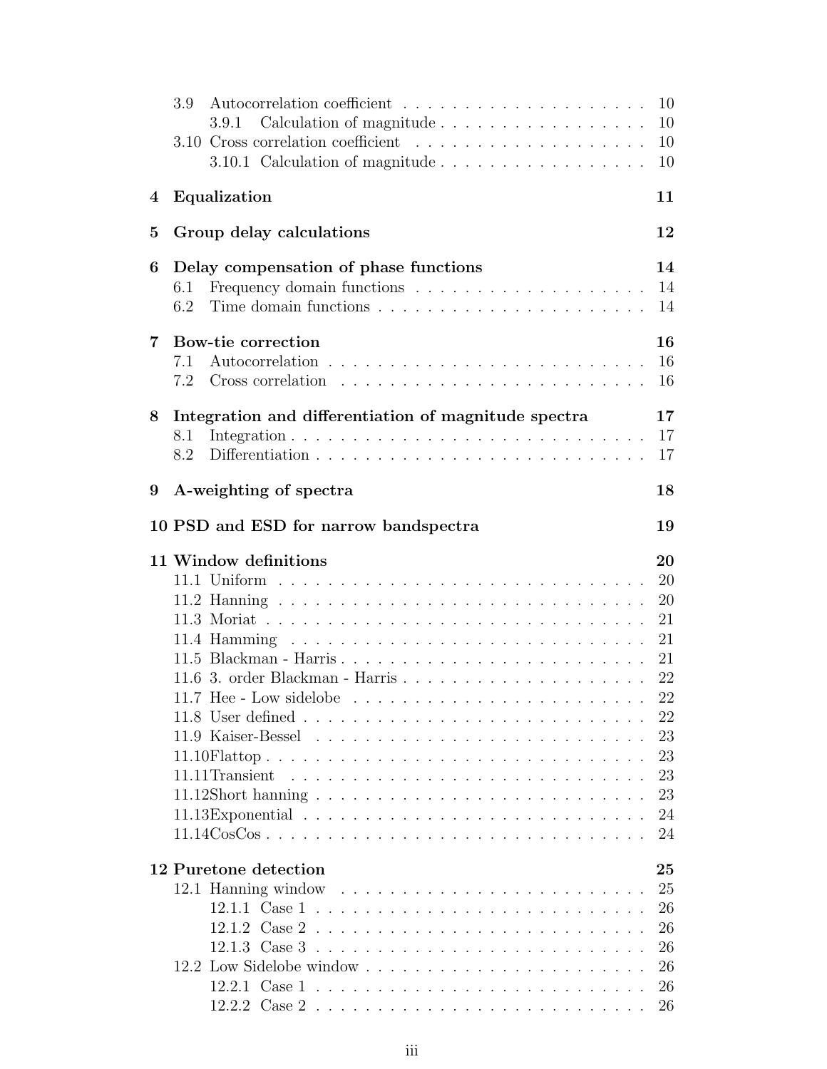- 3.9 Autocorrelation coefficient . . . . . . . . . . . . . . . . . . . . 10
  - 3.9.1 Calculation of magnitude . . . . . . . . . . . . . . . . . 10
- 3.10 Cross correlation coefficient . . . . . . . . . . . . . . . . . . . 10
  - 3.10.1 Calculation of magnitude . . . . . . . . . . . . . . . . . 10

**4 Equalization** **11**

**5 Group delay calculations** **12**

**6 Delay compensation of phase functions** **14**
- 6.1 Frequency domain functions . . . . . . . . . . . . . . . . . . . 14
- 6.2 Time domain functions . . . . . . . . . . . . . . . . . . . . . . 14

**7 Bow-tie correction** **16**
- 7.1 Autocorrelation . . . . . . . . . . . . . . . . . . . . . . . . . . 16
- 7.2 Cross correlation . . . . . . . . . . . . . . . . . . . . . . . . . 16

**8 Integration and differentiation of magnitude spectra** **17**
- 8.1 Integration . . . . . . . . . . . . . . . . . . . . . . . . . . . . 17
- 8.2 Differentiation . . . . . . . . . . . . . . . . . . . . . . . . . . 17

**9 A-weighting of spectra** **18**

**10 PSD and ESD for narrow bandspectra** **19**

**11 Window definitions** **20**
- 11.1 Uniform . . . . . . . . . . . . . . . . . . . . . . . . . . . . . 20
- 11.2 Hanning . . . . . . . . . . . . . . . . . . . . . . . . . . . . . 20
- 11.3 Moriat . . . . . . . . . . . . . . . . . . . . . . . . . . . . . . 21
- 11.4 Hamming . . . . . . . . . . . . . . . . . . . . . . . . . . . . 21
- 11.5 Blackman - Harris . . . . . . . . . . . . . . . . . . . . . . . . 21
- 11.6 3. order Blackman - Harris . . . . . . . . . . . . . . . . . . . 22
- 11.7 Hee - Low sidelobe . . . . . . . . . . . . . . . . . . . . . . . 22
- 11.8 User defined . . . . . . . . . . . . . . . . . . . . . . . . . . . 22
- 11.9 Kaiser-Bessel . . . . . . . . . . . . . . . . . . . . . . . . . . 23
- 11.10 Flattop . . . . . . . . . . . . . . . . . . . . . . . . . . . . . 23
- 11.11 Transient . . . . . . . . . . . . . . . . . . . . . . . . . . . . 23
- 11.12 Short hanning . . . . . . . . . . . . . . . . . . . . . . . . . . 23
- 11.13 Exponential . . . . . . . . . . . . . . . . . . . . . . . . . . . 24
- 11.14 CosCos . . . . . . . . . . . . . . . . . . . . . . . . . . . . . 24

**12 Puretone detection** **25**
- 12.1 Hanning window . . . . . . . . . . . . . . . . . . . . . . . . . 25
  - 12.1.1 Case 1 . . . . . . . . . . . . . . . . . . . . . . . . . . . 26
  - 12.1.2 Case 2 . . . . . . . . . . . . . . . . . . . . . . . . . . . 26
  - 12.1.3 Case 3 . . . . . . . . . . . . . . . . . . . . . . . . . . . 26
- 12.2 Low Sidelobe window . . . . . . . . . . . . . . . . . . . . . . 26
  - 12.2.1 Case 1 . . . . . . . . . . . . . . . . . . . . . . . . . . . 26
  - 12.2.2 Case 2 . . . . . . . . . . . . . . . . . . . . . . . . . . . 26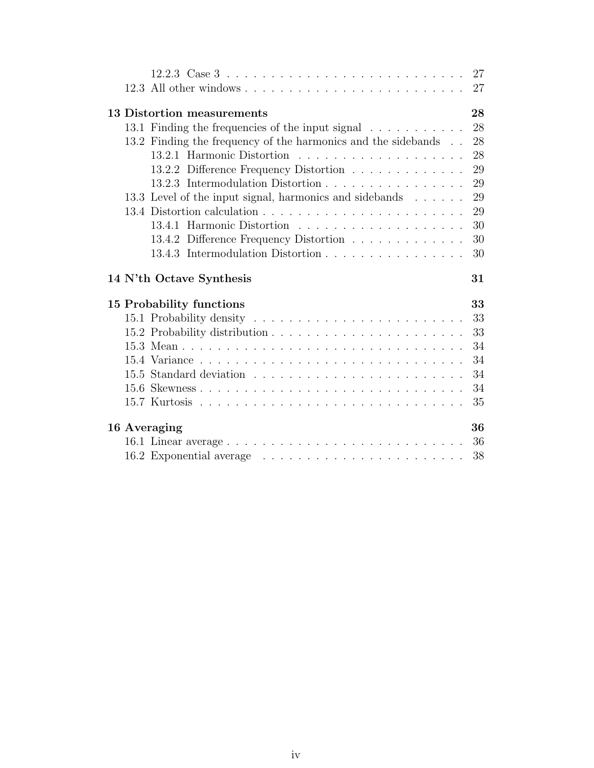12.2.3 Case 3 . . . . . . . . . . . . . . . . . . . . . . . . . . . 27
12.3 All other windows . . . . . . . . . . . . . . . . . . . . . . . . 27

**13 Distortion measurements 28**
13.1 Finding the frequencies of the input signal . . . . . . . . . . . 28
13.2 Finding the frequency of the harmonics and the sidebands . . 28
13.2.1 Harmonic Distortion . . . . . . . . . . . . . . . . . . . 28
13.2.2 Difference Frequency Distortion . . . . . . . . . . . . . 29
13.2.3 Intermodulation Distortion . . . . . . . . . . . . . . . . 29
13.3 Level of the input signal, harmonics and sidebands . . . . . . 29
13.4 Distortion calculation . . . . . . . . . . . . . . . . . . . . . . . 29
13.4.1 Harmonic Distortion . . . . . . . . . . . . . . . . . . . 30
13.4.2 Difference Frequency Distortion . . . . . . . . . . . . . 30
13.4.3 Intermodulation Distortion . . . . . . . . . . . . . . . . 30

**14 N'th Octave Synthesis 31**

**15 Probability functions 33**
15.1 Probability density . . . . . . . . . . . . . . . . . . . . . . . . 33
15.2 Probability distribution . . . . . . . . . . . . . . . . . . . . . . 33
15.3 Mean . . . . . . . . . . . . . . . . . . . . . . . . . . . . . . . . 34
15.4 Variance . . . . . . . . . . . . . . . . . . . . . . . . . . . . . . 34
15.5 Standard deviation . . . . . . . . . . . . . . . . . . . . . . . . 34
15.6 Skewness . . . . . . . . . . . . . . . . . . . . . . . . . . . . . . 34
15.7 Kurtosis . . . . . . . . . . . . . . . . . . . . . . . . . . . . . . 35

**16 Averaging 36**
16.1 Linear average . . . . . . . . . . . . . . . . . . . . . . . . . . . 36
16.2 Exponential average . . . . . . . . . . . . . . . . . . . . . . . 38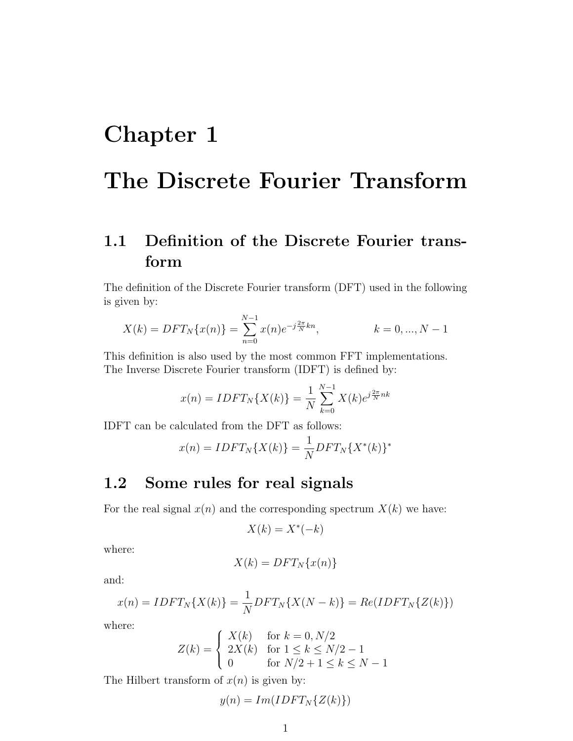# Chapter 1

# The Discrete Fourier Transform

## 1.1 Definition of the Discrete Fourier transform

The definition of the Discrete Fourier transform (DFT) used in the following is given by:

$$X(k) = DFT_N\{x(n)\} = \sum_{n=0}^{N-1} x(n) e^{-j\frac{2\pi}{N}kn}, \qquad k = 0, ..., N-1$$

This definition is also used by the most common FFT implementations.
The Inverse Discrete Fourier transform (IDFT) is defined by:

$$x(n) = IDFT_N\{X(k)\} = \frac{1}{N} \sum_{k=0}^{N-1} X(k) e^{j\frac{2\pi}{N}nk}$$

IDFT can be calculated from the DFT as follows:

$$x(n) = IDFT_N\{X(k)\} = \frac{1}{N} DFT_N\{X^*(k)\}^*$$

## 1.2 Some rules for real signals

For the real signal $x(n)$ and the corresponding spectrum $X(k)$ we have:

$$X(k) = X^*(-k)$$

where:

$$X(k) = DFT_N\{x(n)\}$$

and:

$$x(n) = IDFT_N\{X(k)\} = \frac{1}{N} DFT_N\{X(N-k)\} = Re(IDFT_N\{Z(k)\})$$

where:

$$Z(k) = \begin{cases} X(k) & \text{for } k = 0, N/2 \\ 2X(k) & \text{for } 1 \leq k \leq N/2 - 1 \\ 0 & \text{for } N/2 + 1 \leq k \leq N - 1 \end{cases}$$

The Hilbert transform of $x(n)$ is given by:

$$y(n) = Im(IDFT_N\{Z(k)\})$$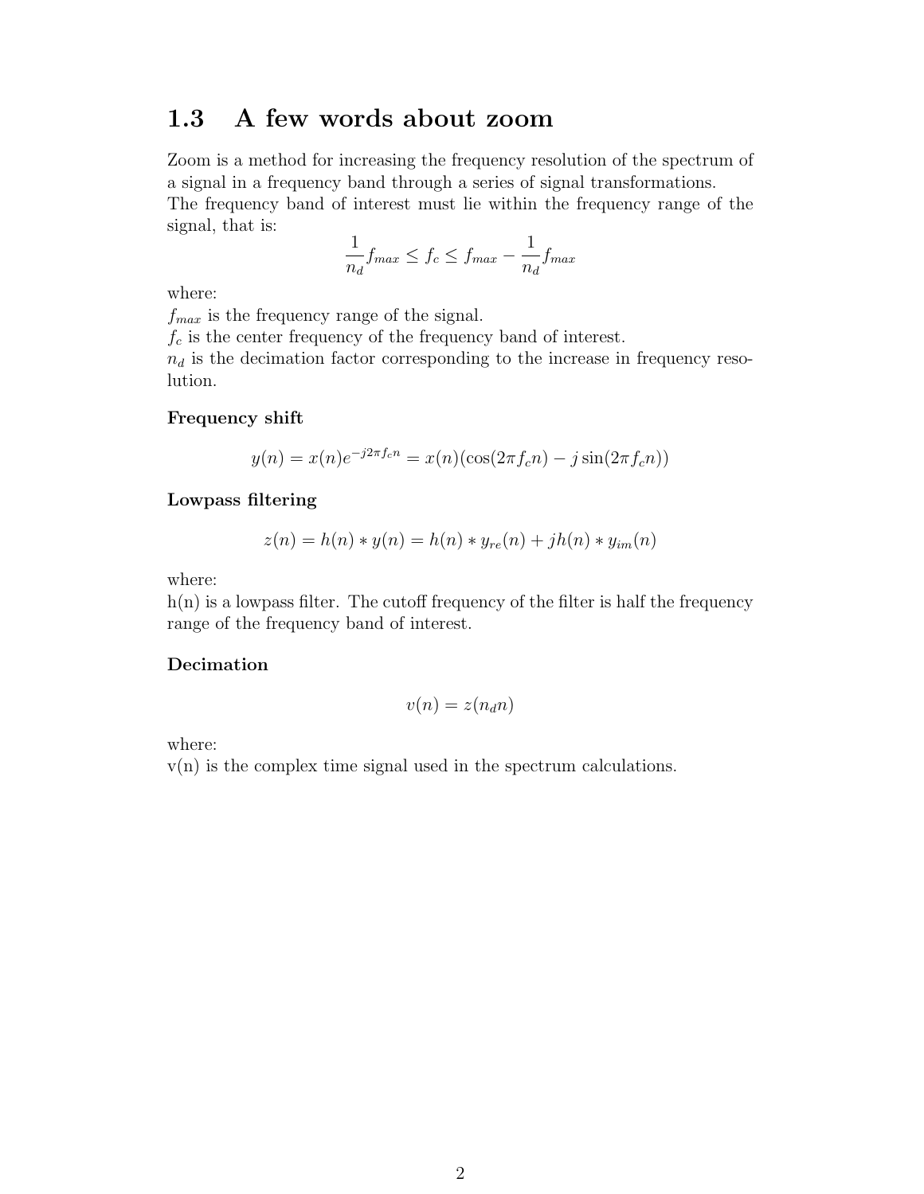## 1.3 A few words about zoom

Zoom is a method for increasing the frequency resolution of the spectrum of a signal in a frequency band through a series of signal transformations.
The frequency band of interest must lie within the frequency range of the signal, that is:

$$\frac{1}{n_d} f_{max} \leq f_c \leq f_{max} - \frac{1}{n_d} f_{max}$$

where:
$f_{max}$ is the frequency range of the signal.
$f_c$ is the center frequency of the frequency band of interest.
$n_d$ is the decimation factor corresponding to the increase in frequency resolution.

**Frequency shift**

$$y(n) = x(n)e^{-j2\pi f_c n} = x(n)(\cos(2\pi f_c n) - j\sin(2\pi f_c n))$$

**Lowpass filtering**

$$z(n) = h(n) * y(n) = h(n) * y_{re}(n) + jh(n) * y_{im}(n)$$

where:
h(n) is a lowpass filter. The cutoff frequency of the filter is half the frequency range of the frequency band of interest.

**Decimation**

$$v(n) = z(n_d n)$$

where:
v(n) is the complex time signal used in the spectrum calculations.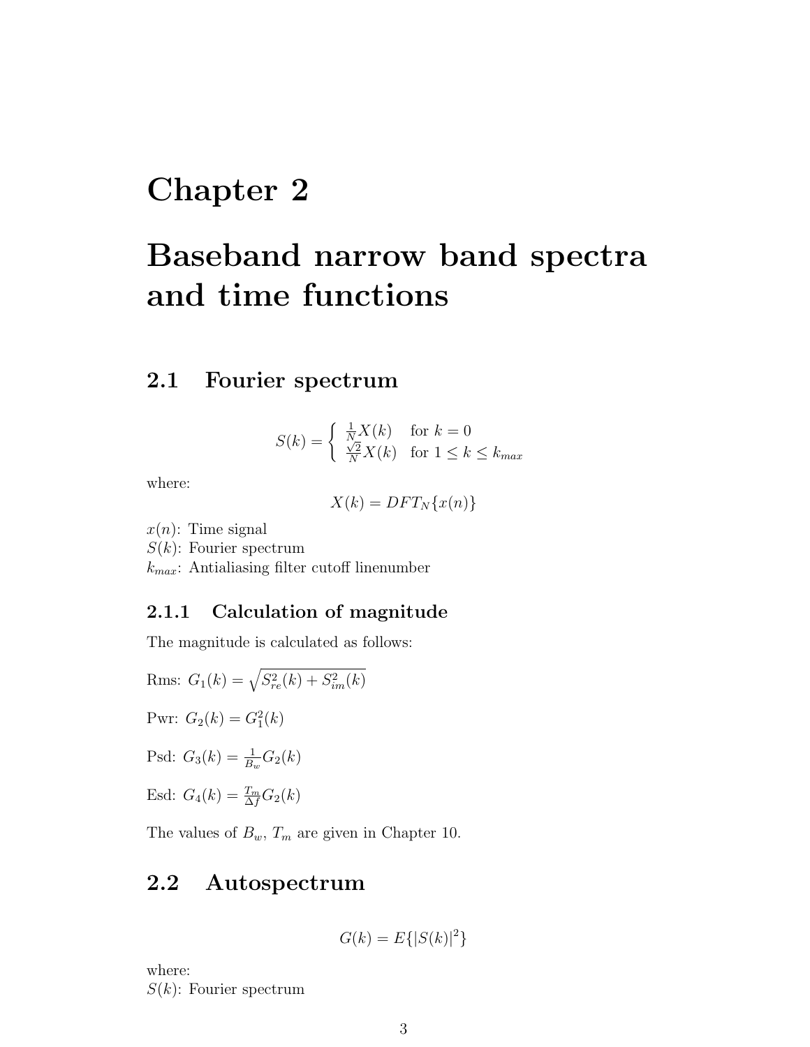# Chapter 2

# Baseband narrow band spectra and time functions

## 2.1 Fourier spectrum

$$S(k) = \begin{cases} \frac{1}{N}X(k) & \text{for } k = 0 \\ \frac{\sqrt{2}}{N}X(k) & \text{for } 1 \leq k \leq k_{max} \end{cases}$$

where:

$$X(k) = DFT_N\{x(n)\}$$

$x(n)$: Time signal
$S(k)$: Fourier spectrum
$k_{max}$: Antialiasing filter cutoff linenumber

### 2.1.1 Calculation of magnitude

The magnitude is calculated as follows:

Rms: $G_1(k) = \sqrt{S_{re}^2(k) + S_{im}^2(k)}$

Pwr: $G_2(k) = G_1^2(k)$

Psd: $G_3(k) = \frac{1}{B_w}G_2(k)$

Esd: $G_4(k) = \frac{T_m}{\Delta f}G_2(k)$

The values of $B_w$, $T_m$ are given in Chapter 10.

## 2.2 Autospectrum

$$G(k) = E\{|S(k)|^2\}$$

where:
$S(k)$: Fourier spectrum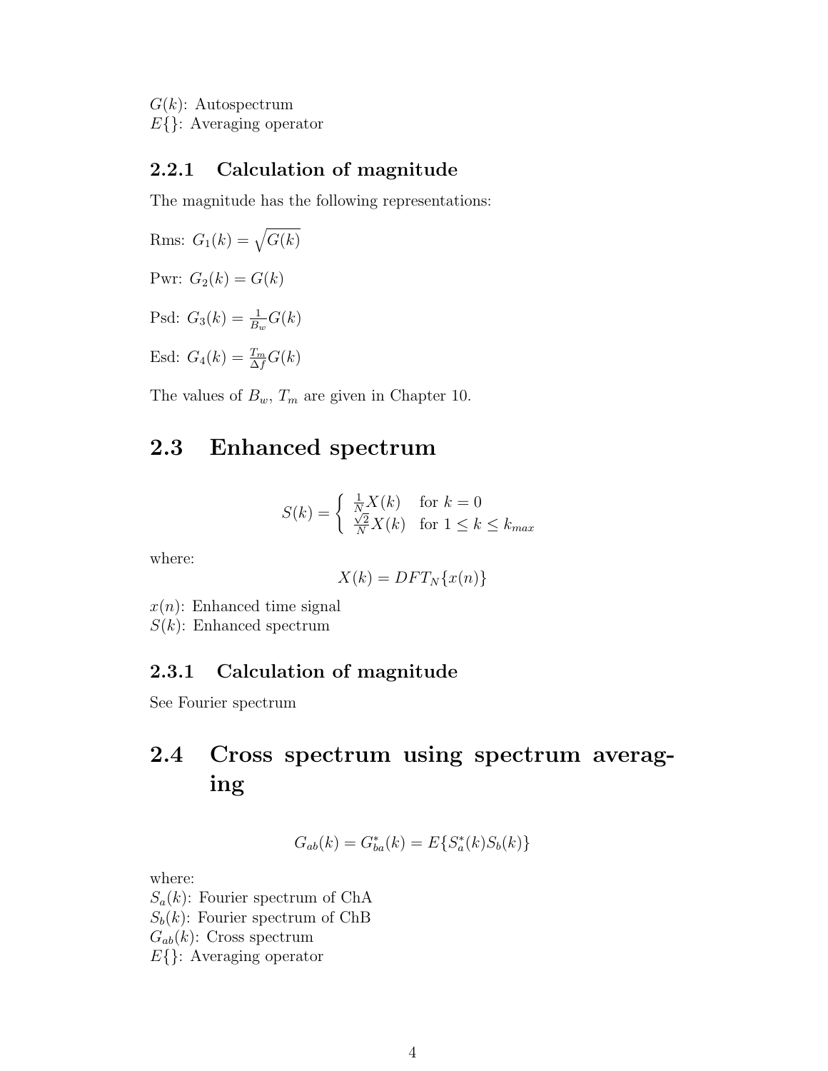$G(k)$: Autospectrum
$E\{\}$: Averaging operator

### 2.2.1 Calculation of magnitude

The magnitude has the following representations:

Rms: $G_1(k) = \sqrt{G(k)}$

Pwr: $G_2(k) = G(k)$

Psd: $G_3(k) = \frac{1}{B_w} G(k)$

Esd: $G_4(k) = \frac{T_m}{\Delta f} G(k)$

The values of $B_w$, $T_m$ are given in Chapter 10.

## 2.3 Enhanced spectrum

$$S(k) = \begin{cases} \frac{1}{N} X(k) & \text{for } k = 0 \\ \frac{\sqrt{2}}{N} X(k) & \text{for } 1 \leq k \leq k_{max} \end{cases}$$

where:

$$X(k) = DFT_N\{x(n)\}$$

$x(n)$: Enhanced time signal
$S(k)$: Enhanced spectrum

### 2.3.1 Calculation of magnitude

See Fourier spectrum

## 2.4 Cross spectrum using spectrum averaging

$$G_{ab}(k) = G_{ba}^*(k) = E\{S_a^*(k) S_b(k)\}$$

where:
$S_a(k)$: Fourier spectrum of ChA
$S_b(k)$: Fourier spectrum of ChB
$G_{ab}(k)$: Cross spectrum
$E\{\}$: Averaging operator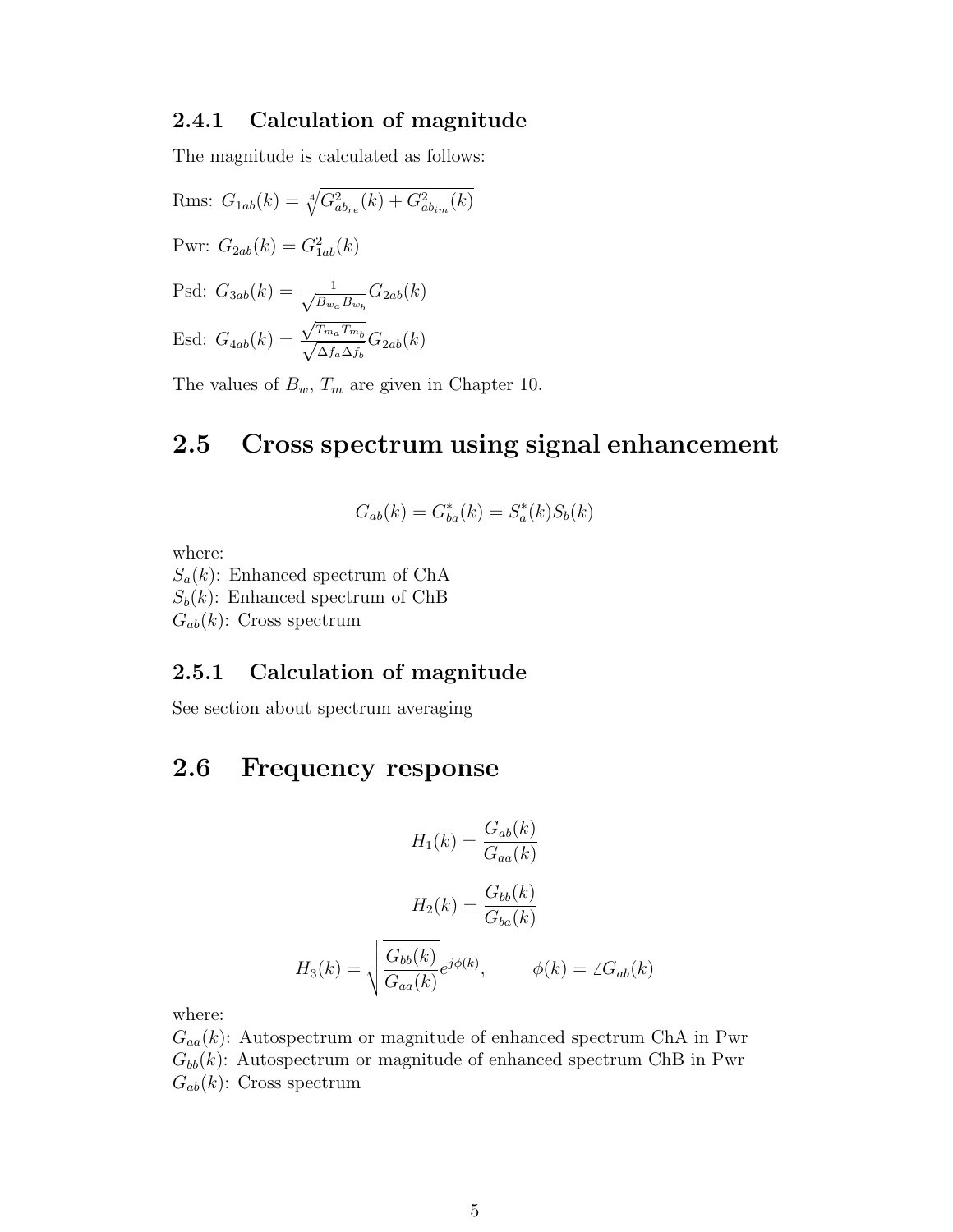### 2.4.1 Calculation of magnitude

The magnitude is calculated as follows:

Rms: $G_{1ab}(k) = \sqrt[4]{G^2_{ab_{re}}(k) + G^2_{ab_{im}}(k)}$

Pwr: $G_{2ab}(k) = G^2_{1ab}(k)$

Psd: $G_{3ab}(k) = \frac{1}{\sqrt{B_{w_a} B_{w_b}}} G_{2ab}(k)$

Esd: $G_{4ab}(k) = \frac{\sqrt{T_{m_a} T_{m_b}}}{\sqrt{\Delta f_a \Delta f_b}} G_{2ab}(k)$

The values of $B_w$, $T_m$ are given in Chapter 10.

## 2.5 Cross spectrum using signal enhancement

$$G_{ab}(k) = G^*_{ba}(k) = S^*_a(k) S_b(k)$$

where:
$S_a(k)$: Enhanced spectrum of ChA
$S_b(k)$: Enhanced spectrum of ChB
$G_{ab}(k)$: Cross spectrum

### 2.5.1 Calculation of magnitude

See section about spectrum averaging

## 2.6 Frequency response

$$H_1(k) = \frac{G_{ab}(k)}{G_{aa}(k)}$$

$$H_2(k) = \frac{G_{bb}(k)}{G_{ba}(k)}$$

$$H_3(k) = \sqrt{\frac{G_{bb}(k)}{G_{aa}(k)}} e^{j\phi(k)}, \qquad \phi(k) = \angle G_{ab}(k)$$

where:
$G_{aa}(k)$: Autospectrum or magnitude of enhanced spectrum ChA in Pwr
$G_{bb}(k)$: Autospectrum or magnitude of enhanced spectrum ChB in Pwr
$G_{ab}(k)$: Cross spectrum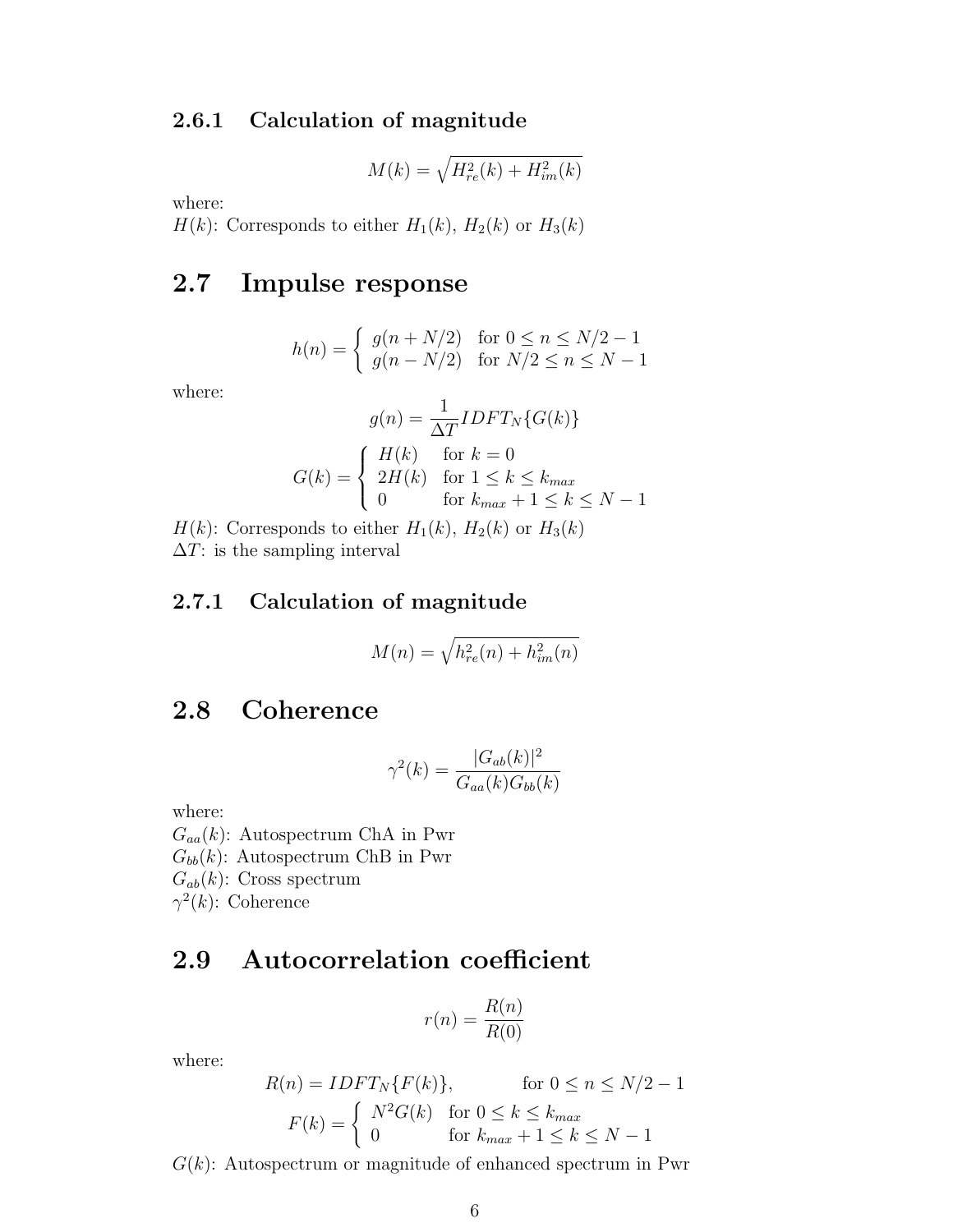### 2.6.1 Calculation of magnitude

$$M(k) = \sqrt{H_{re}^2(k) + H_{im}^2(k)}$$

where:
$H(k)$: Corresponds to either $H_1(k)$, $H_2(k)$ or $H_3(k)$

## 2.7 Impulse response

$$h(n) = \begin{cases} g(n + N/2) & \text{for } 0 \leq n \leq N/2 - 1 \\ g(n - N/2) & \text{for } N/2 \leq n \leq N - 1 \end{cases}$$

where:

$$g(n) = \frac{1}{\Delta T} IDFT_N\{G(k)\}$$

$$G(k) = \begin{cases} H(k) & \text{for } k = 0 \\ 2H(k) & \text{for } 1 \leq k \leq k_{max} \\ 0 & \text{for } k_{max} + 1 \leq k \leq N - 1 \end{cases}$$

$H(k)$: Corresponds to either $H_1(k)$, $H_2(k)$ or $H_3(k)$
$\Delta T$: is the sampling interval

### 2.7.1 Calculation of magnitude

$$M(n) = \sqrt{h_{re}^2(n) + h_{im}^2(n)}$$

## 2.8 Coherence

$$\gamma^2(k) = \frac{|G_{ab}(k)|^2}{G_{aa}(k)G_{bb}(k)}$$

where:
$G_{aa}(k)$: Autospectrum ChA in Pwr
$G_{bb}(k)$: Autospectrum ChB in Pwr
$G_{ab}(k)$: Cross spectrum
$\gamma^2(k)$: Coherence

## 2.9 Autocorrelation coefficient

$$r(n) = \frac{R(n)}{R(0)}$$

where:

$$R(n) = IDFT_N\{F(k)\}, \qquad \text{for } 0 \leq n \leq N/2 - 1$$

$$F(k) = \begin{cases} N^2 G(k) & \text{for } 0 \leq k \leq k_{max} \\ 0 & \text{for } k_{max} + 1 \leq k \leq N - 1 \end{cases}$$

$G(k)$: Autospectrum or magnitude of enhanced spectrum in Pwr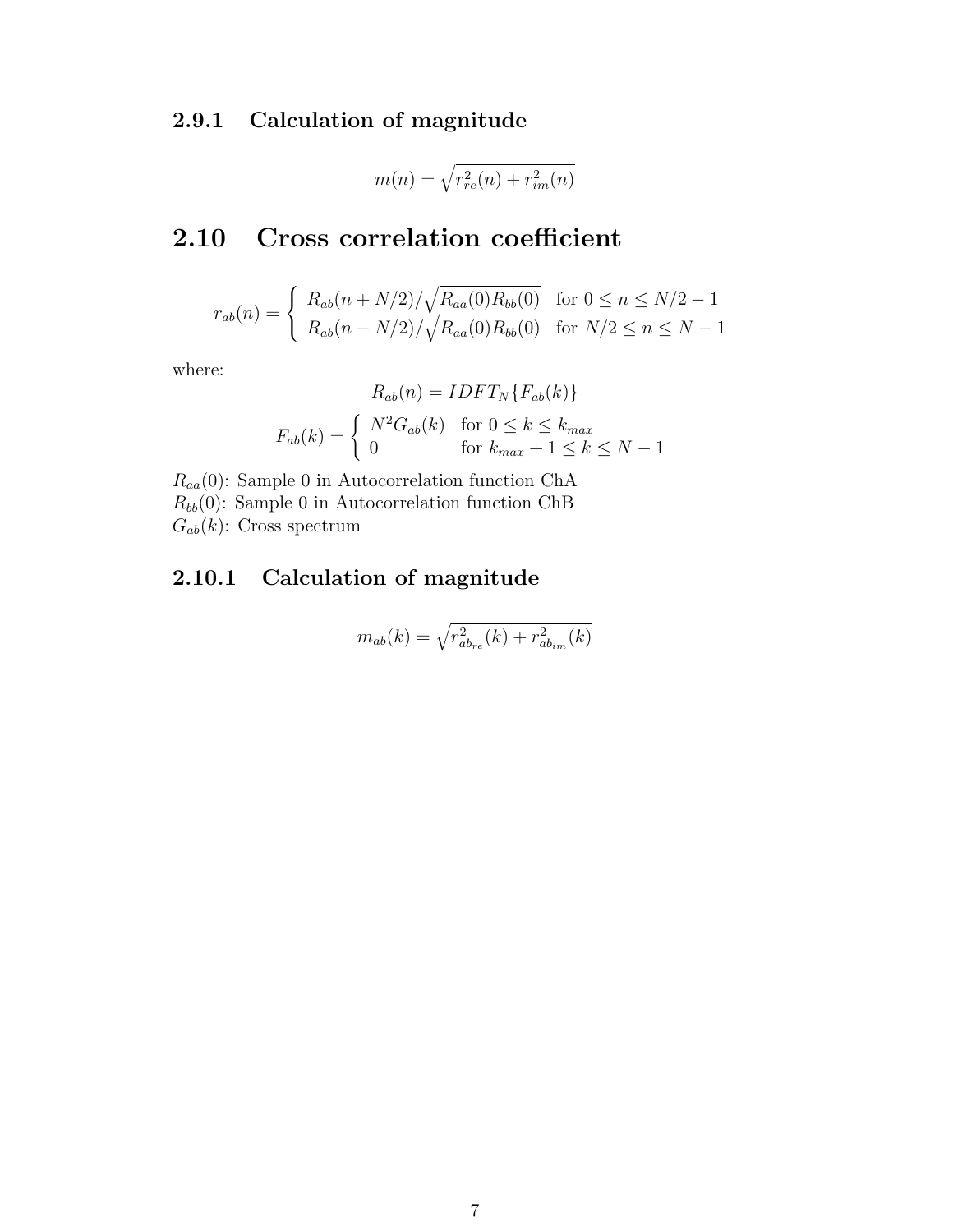### 2.9.1 Calculation of magnitude

$$m(n) = \sqrt{r_{re}^2(n) + r_{im}^2(n)}$$

## 2.10 Cross correlation coefficient

$$r_{ab}(n) = \begin{cases} R_{ab}(n + N/2)/\sqrt{R_{aa}(0)R_{bb}(0)} & \text{for } 0 \leq n \leq N/2 - 1 \\ R_{ab}(n - N/2)/\sqrt{R_{aa}(0)R_{bb}(0)} & \text{for } N/2 \leq n \leq N - 1 \end{cases}$$

where:

$$R_{ab}(n) = IDFT_N\{F_{ab}(k)\}$$

$$F_{ab}(k) = \begin{cases} N^2 G_{ab}(k) & \text{for } 0 \leq k \leq k_{max} \\ 0 & \text{for } k_{max} + 1 \leq k \leq N - 1 \end{cases}$$

$R_{aa}(0)$: Sample 0 in Autocorrelation function ChA
$R_{bb}(0)$: Sample 0 in Autocorrelation function ChB
$G_{ab}(k)$: Cross spectrum

### 2.10.1 Calculation of magnitude

$$m_{ab}(k) = \sqrt{r_{ab_{re}}^2(k) + r_{ab_{im}}^2(k)}$$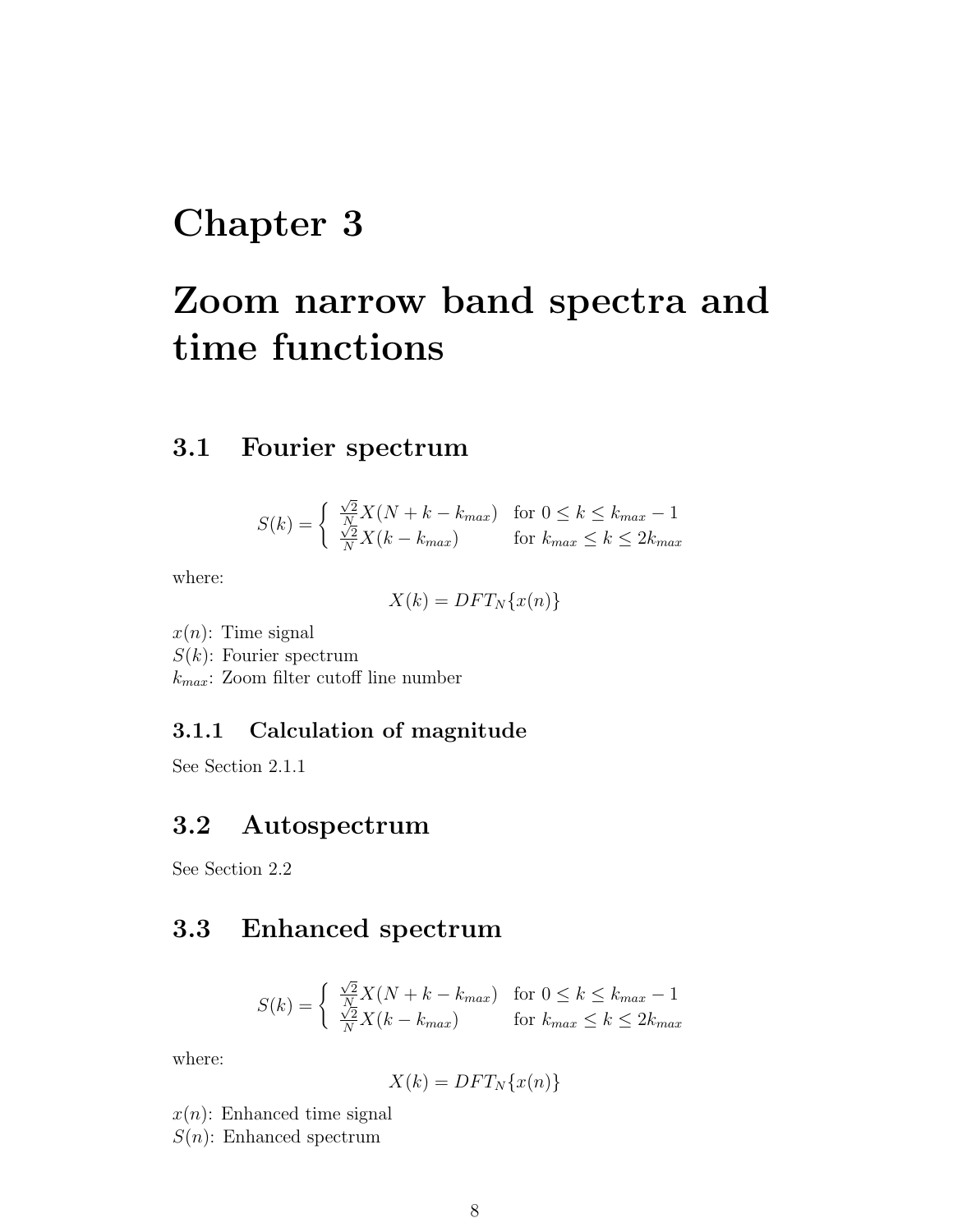# Chapter 3

# Zoom narrow band spectra and time functions

## 3.1 Fourier spectrum

$$S(k) = \begin{cases} \frac{\sqrt{2}}{N} X(N + k - k_{max}) & \text{for } 0 \leq k \leq k_{max} - 1 \\ \frac{\sqrt{2}}{N} X(k - k_{max}) & \text{for } k_{max} \leq k \leq 2k_{max} \end{cases}$$

where:

$$X(k) = DFT_N\{x(n)\}$$

$x(n)$: Time signal
$S(k)$: Fourier spectrum
$k_{max}$: Zoom filter cutoff line number

### 3.1.1 Calculation of magnitude

See Section 2.1.1

## 3.2 Autospectrum

See Section 2.2

## 3.3 Enhanced spectrum

$$S(k) = \begin{cases} \frac{\sqrt{2}}{N} X(N + k - k_{max}) & \text{for } 0 \leq k \leq k_{max} - 1 \\ \frac{\sqrt{2}}{N} X(k - k_{max}) & \text{for } k_{max} \leq k \leq 2k_{max} \end{cases}$$

where:

$$X(k) = DFT_N\{x(n)\}$$

$x(n)$: Enhanced time signal
$S(n)$: Enhanced spectrum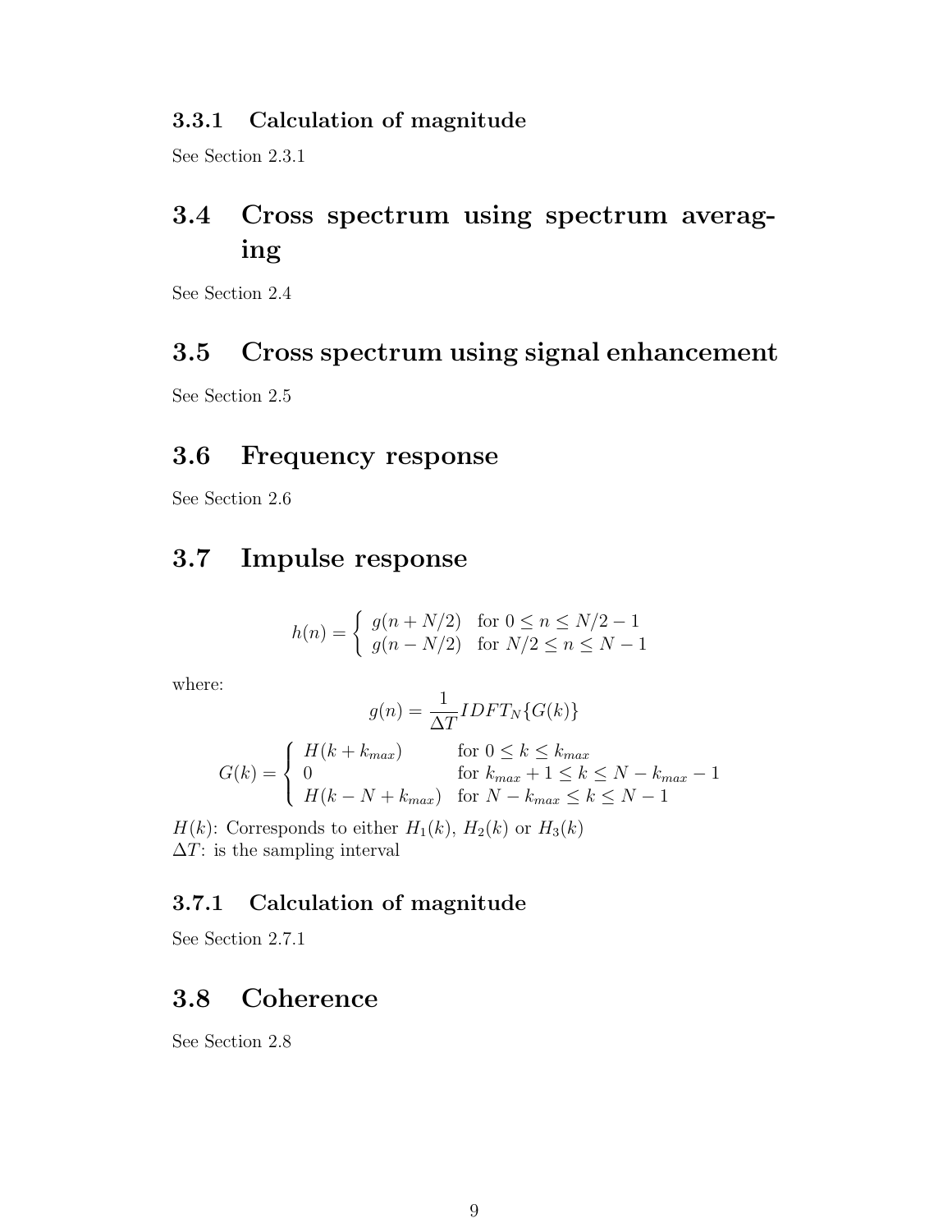### 3.3.1 Calculation of magnitude

See Section 2.3.1

## 3.4 Cross spectrum using spectrum averaging

See Section 2.4

## 3.5 Cross spectrum using signal enhancement

See Section 2.5

## 3.6 Frequency response

See Section 2.6

## 3.7 Impulse response

$$h(n) = \begin{cases} g(n + N/2) & \text{for } 0 \leq n \leq N/2 - 1 \\ g(n - N/2) & \text{for } N/2 \leq n \leq N - 1 \end{cases}$$

where:

$$g(n) = \frac{1}{\Delta T} IDFT_N\{G(k)\}$$

$$G(k) = \begin{cases} H(k + k_{max}) & \text{for } 0 \leq k \leq k_{max} \\ 0 & \text{for } k_{max} + 1 \leq k \leq N - k_{max} - 1 \\ H(k - N + k_{max}) & \text{for } N - k_{max} \leq k \leq N - 1 \end{cases}$$

$H(k)$: Corresponds to either $H_1(k)$, $H_2(k)$ or $H_3(k)$
$\Delta T$: is the sampling interval

### 3.7.1 Calculation of magnitude

See Section 2.7.1

## 3.8 Coherence

See Section 2.8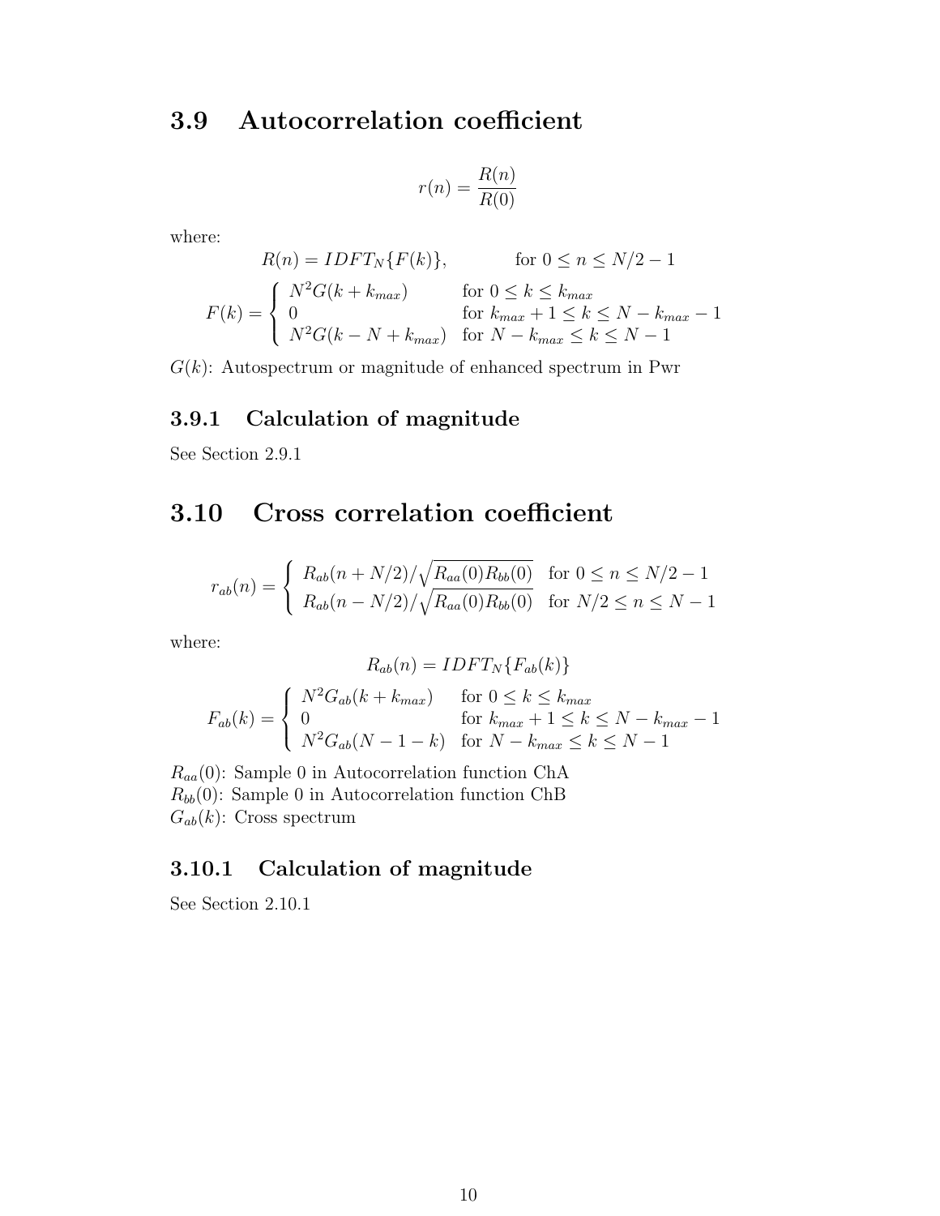## 3.9 Autocorrelation coefficient

$$r(n) = \frac{R(n)}{R(0)}$$

where:

$$R(n) = IDFT_N\{F(k)\}, \qquad \text{for } 0 \leq n \leq N/2 - 1$$

$$F(k) = \begin{cases} N^2 G(k + k_{max}) & \text{for } 0 \leq k \leq k_{max} \\ 0 & \text{for } k_{max} + 1 \leq k \leq N - k_{max} - 1 \\ N^2 G(k - N + k_{max}) & \text{for } N - k_{max} \leq k \leq N - 1 \end{cases}$$

$G(k)$: Autospectrum or magnitude of enhanced spectrum in Pwr

### 3.9.1 Calculation of magnitude

See Section 2.9.1

## 3.10 Cross correlation coefficient

$$r_{ab}(n) = \begin{cases} R_{ab}(n + N/2)/\sqrt{R_{aa}(0)R_{bb}(0)} & \text{for } 0 \leq n \leq N/2 - 1 \\ R_{ab}(n - N/2)/\sqrt{R_{aa}(0)R_{bb}(0)} & \text{for } N/2 \leq n \leq N - 1 \end{cases}$$

where:

$$R_{ab}(n) = IDFT_N\{F_{ab}(k)\}$$

$$F_{ab}(k) = \begin{cases} N^2 G_{ab}(k + k_{max}) & \text{for } 0 \leq k \leq k_{max} \\ 0 & \text{for } k_{max} + 1 \leq k \leq N - k_{max} - 1 \\ N^2 G_{ab}(N - 1 - k) & \text{for } N - k_{max} \leq k \leq N - 1 \end{cases}$$

$R_{aa}(0)$: Sample 0 in Autocorrelation function ChA
$R_{bb}(0)$: Sample 0 in Autocorrelation function ChB
$G_{ab}(k)$: Cross spectrum

### 3.10.1 Calculation of magnitude

See Section 2.10.1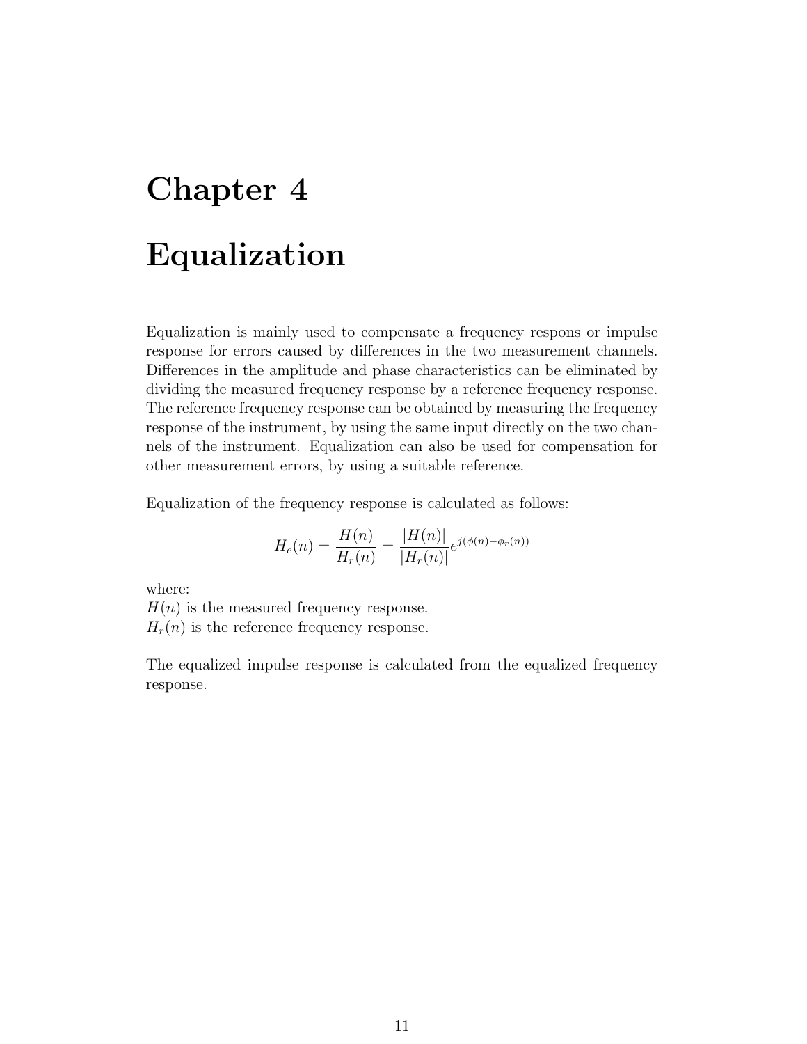# Chapter 4

# Equalization

Equalization is mainly used to compensate a frequency respons or impulse response for errors caused by differences in the two measurement channels. Differences in the amplitude and phase characteristics can be eliminated by dividing the measured frequency response by a reference frequency response. The reference frequency response can be obtained by measuring the frequency response of the instrument, by using the same input directly on the two channels of the instrument. Equalization can also be used for compensation for other measurement errors, by using a suitable reference.

Equalization of the frequency response is calculated as follows:

$$H_e(n) = \frac{H(n)}{H_r(n)} = \frac{|H(n)|}{|H_r(n)|} e^{j(\phi(n) - \phi_r(n))}$$

where:
$H(n)$ is the measured frequency response.
$H_r(n)$ is the reference frequency response.

The equalized impulse response is calculated from the equalized frequency response.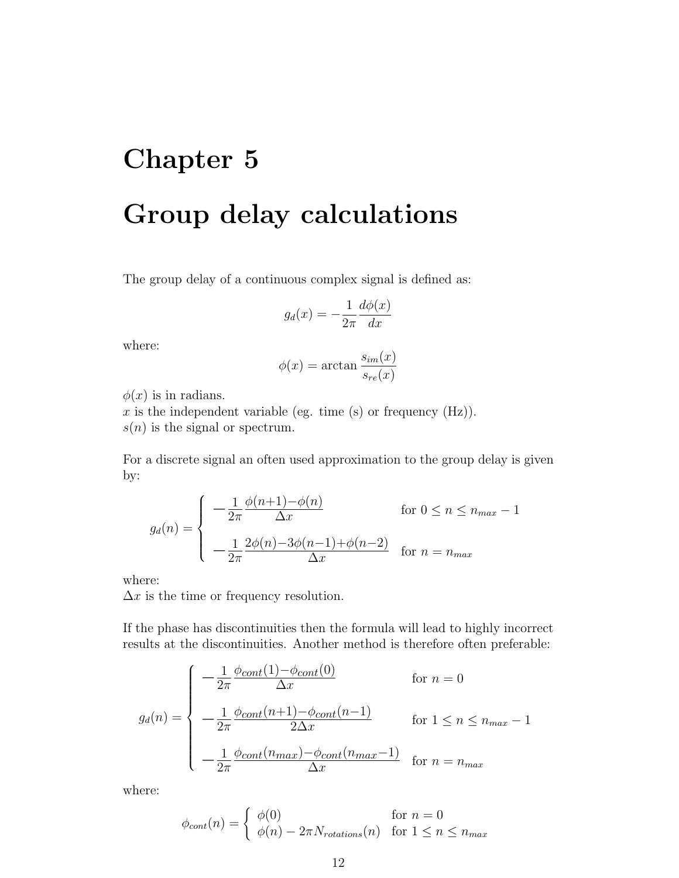# Chapter 5

# Group delay calculations

The group delay of a continuous complex signal is defined as:

$$g_d(x) = -\frac{1}{2\pi}\frac{d\phi(x)}{dx}$$

where:

$$\phi(x) = \arctan\frac{s_{im}(x)}{s_{re}(x)}$$

$\phi(x)$ is in radians.
$x$ is the independent variable (eg. time (s) or frequency (Hz)).
$s(n)$ is the signal or spectrum.

For a discrete signal an often used approximation to the group delay is given by:

$$g_d(n) = \begin{cases} -\frac{1}{2\pi}\frac{\phi(n+1)-\phi(n)}{\Delta x} & \text{for } 0 \leq n \leq n_{max}-1 \\ \\ -\frac{1}{2\pi}\frac{2\phi(n)-3\phi(n-1)+\phi(n-2)}{\Delta x} & \text{for } n = n_{max} \end{cases}$$

where:
$\Delta x$ is the time or frequency resolution.

If the phase has discontinuities then the formula will lead to highly incorrect results at the discontinuities. Another method is therefore often preferable:

$$g_d(n) = \begin{cases} -\frac{1}{2\pi}\frac{\phi_{cont}(1)-\phi_{cont}(0)}{\Delta x} & \text{for } n = 0 \\ \\ -\frac{1}{2\pi}\frac{\phi_{cont}(n+1)-\phi_{cont}(n-1)}{2\Delta x} & \text{for } 1 \leq n \leq n_{max}-1 \\ \\ -\frac{1}{2\pi}\frac{\phi_{cont}(n_{max})-\phi_{cont}(n_{max}-1)}{\Delta x} & \text{for } n = n_{max} \end{cases}$$

where:

$$\phi_{cont}(n) = \begin{cases} \phi(0) & \text{for } n = 0 \\ \phi(n) - 2\pi N_{rotations}(n) & \text{for } 1 \leq n \leq n_{max} \end{cases}$$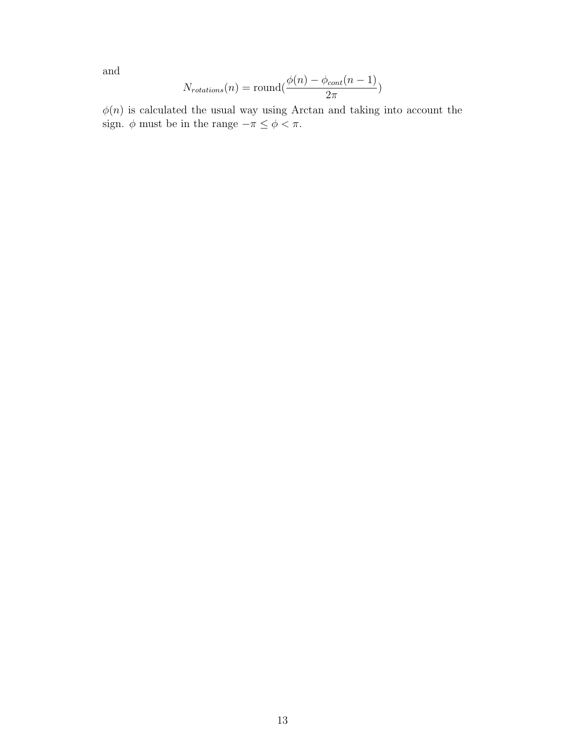and

$$N_{rotations}(n) = \text{round}(\frac{\phi(n) - \phi_{cont}(n-1)}{2\pi})$$

$\phi(n)$ is calculated the usual way using Arctan and taking into account the sign. $\phi$ must be in the range $-\pi \leq \phi < \pi$.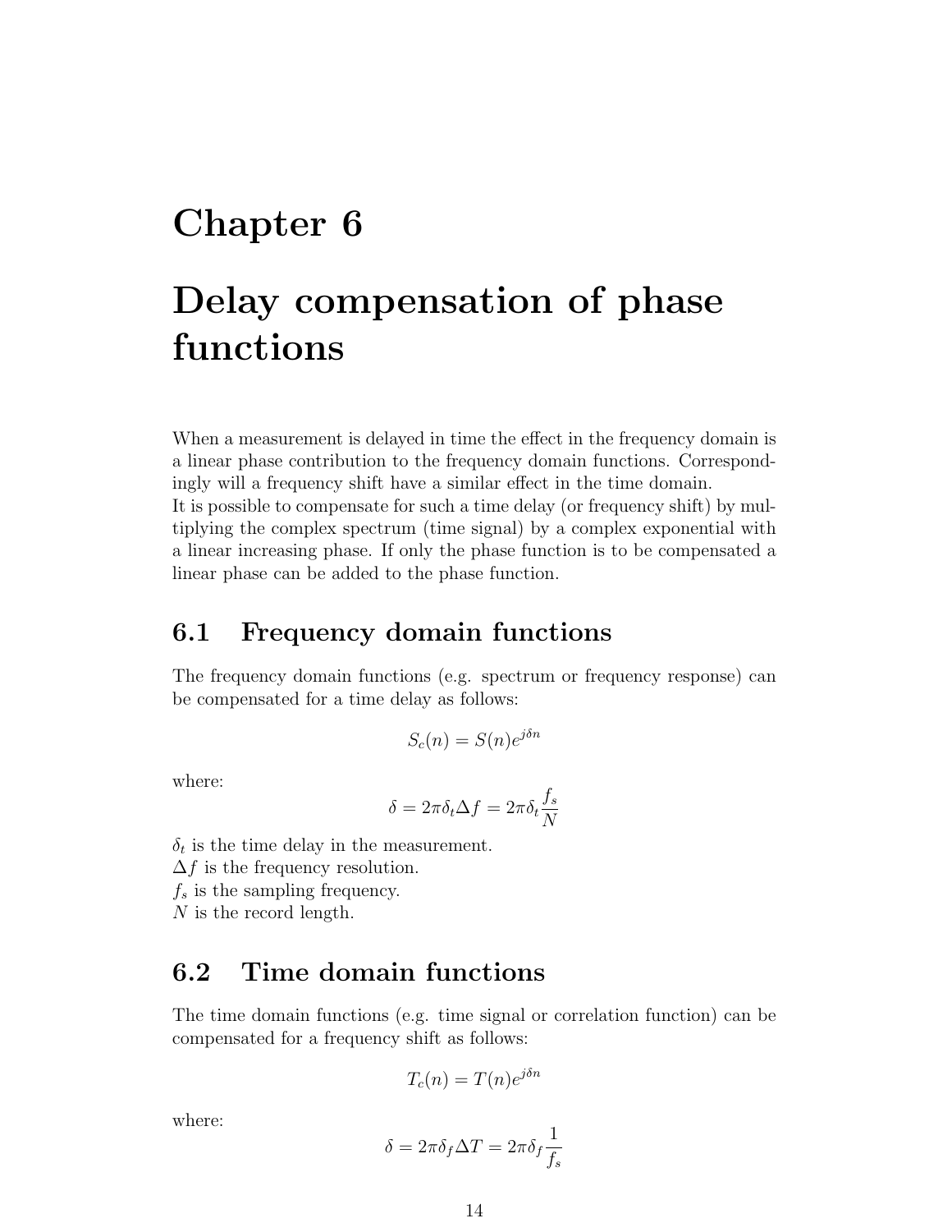# Chapter 6

# Delay compensation of phase functions

When a measurement is delayed in time the effect in the frequency domain is a linear phase contribution to the frequency domain functions. Correspondingly will a frequency shift have a similar effect in the time domain.
It is possible to compensate for such a time delay (or frequency shift) by multiplying the complex spectrum (time signal) by a complex exponential with a linear increasing phase. If only the phase function is to be compensated a linear phase can be added to the phase function.

## 6.1 Frequency domain functions

The frequency domain functions (e.g. spectrum or frequency response) can be compensated for a time delay as follows:

$$S_c(n) = S(n)e^{j\delta n}$$

where:

$$\delta = 2\pi\delta_t\Delta f = 2\pi\delta_t\frac{f_s}{N}$$

$\delta_t$ is the time delay in the measurement.
$\Delta f$ is the frequency resolution.
$f_s$ is the sampling frequency.
$N$ is the record length.

## 6.2 Time domain functions

The time domain functions (e.g. time signal or correlation function) can be compensated for a frequency shift as follows:

$$T_c(n) = T(n)e^{j\delta n}$$

where:

$$\delta = 2\pi\delta_f\Delta T = 2\pi\delta_f\frac{1}{f_s}$$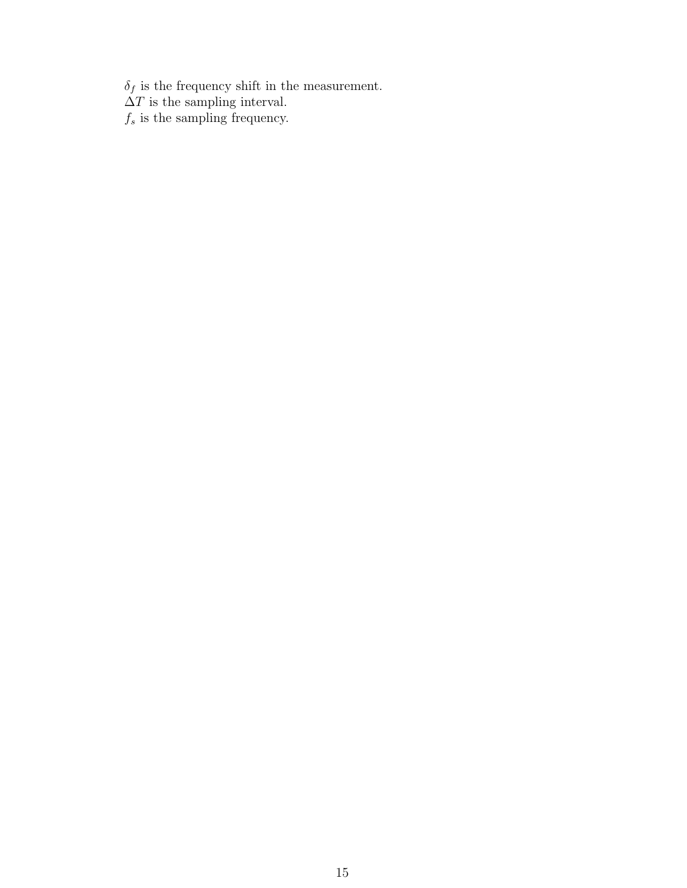$\delta_f$ is the frequency shift in the measurement.
$\Delta T$ is the sampling interval.
$f_s$ is the sampling frequency.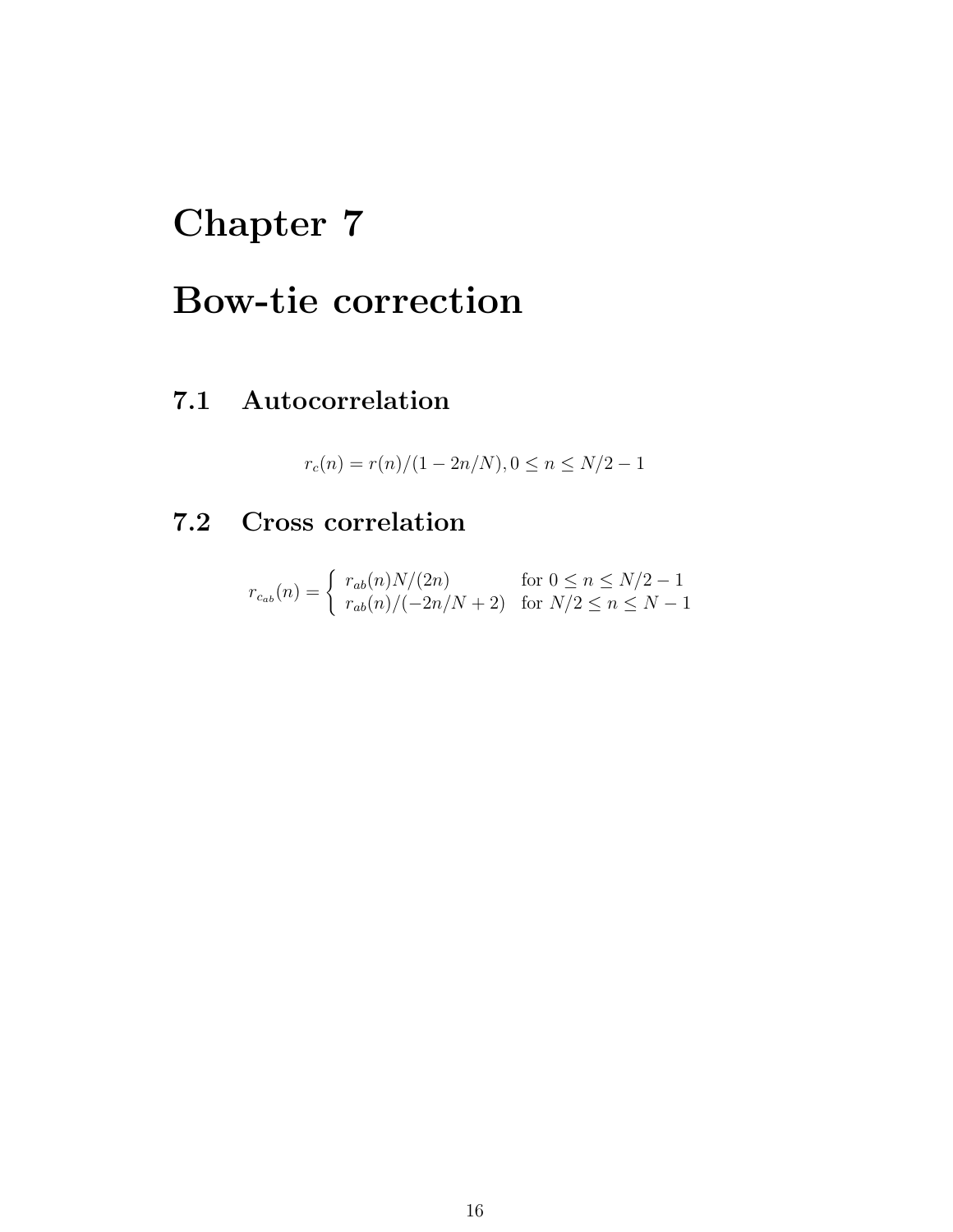# Chapter 7

# Bow-tie correction

## 7.1 Autocorrelation

$$r_c(n) = r(n)/(1 - 2n/N), 0 \leq n \leq N/2 - 1$$

## 7.2 Cross correlation

$$r_{c_{ab}}(n) = \begin{cases} r_{ab}(n)N/(2n) & \text{for } 0 \leq n \leq N/2 - 1 \\ r_{ab}(n)/(-2n/N + 2) & \text{for } N/2 \leq n \leq N - 1 \end{cases}$$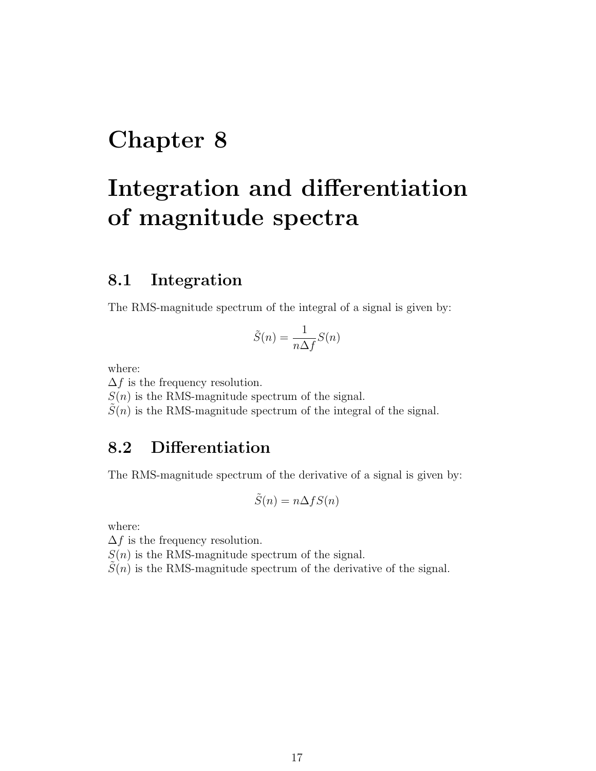# Chapter 8

# Integration and differentiation of magnitude spectra

## 8.1 Integration

The RMS-magnitude spectrum of the integral of a signal is given by:

$$\tilde{S}(n) = \frac{1}{n\Delta f} S(n)$$

where:
$\Delta f$ is the frequency resolution.
$S(n)$ is the RMS-magnitude spectrum of the signal.
$\tilde{S}(n)$ is the RMS-magnitude spectrum of the integral of the signal.

## 8.2 Differentiation

The RMS-magnitude spectrum of the derivative of a signal is given by:

$$\tilde{S}(n) = n\Delta f S(n)$$

where:
$\Delta f$ is the frequency resolution.
$S(n)$ is the RMS-magnitude spectrum of the signal.
$\tilde{S}(n)$ is the RMS-magnitude spectrum of the derivative of the signal.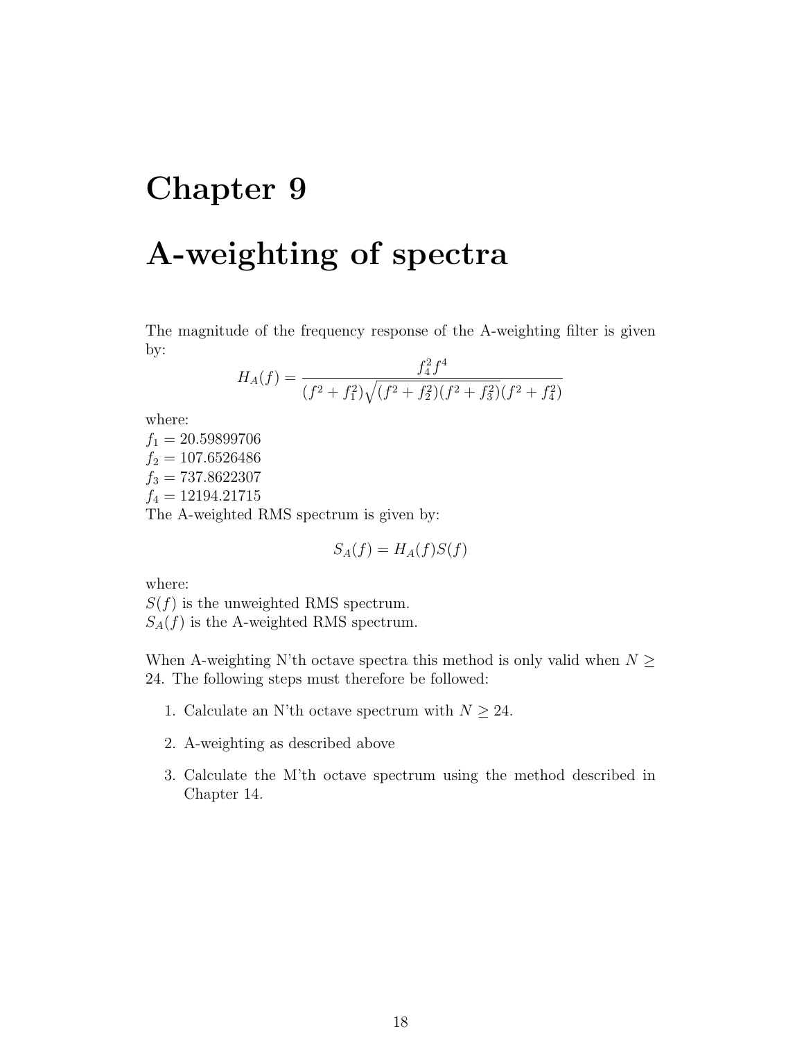# Chapter 9

# A-weighting of spectra

The magnitude of the frequency response of the A-weighting filter is given by:

$$H_A(f) = \frac{f_4^2 f^4}{(f^2 + f_1^2)\sqrt{(f^2 + f_2^2)(f^2 + f_3^2)}(f^2 + f_4^2)}$$

where:
$f_1 = 20.59899706$
$f_2 = 107.6526486$
$f_3 = 737.8622307$
$f_4 = 12194.21715$
The A-weighted RMS spectrum is given by:

$$S_A(f) = H_A(f)S(f)$$

where:
$S(f)$ is the unweighted RMS spectrum.
$S_A(f)$ is the A-weighted RMS spectrum.

When A-weighting N'th octave spectra this method is only valid when $N \geq 24$. The following steps must therefore be followed:

1. Calculate an N'th octave spectrum with $N \geq 24$.
2. A-weighting as described above
3. Calculate the M'th octave spectrum using the method described in Chapter 14.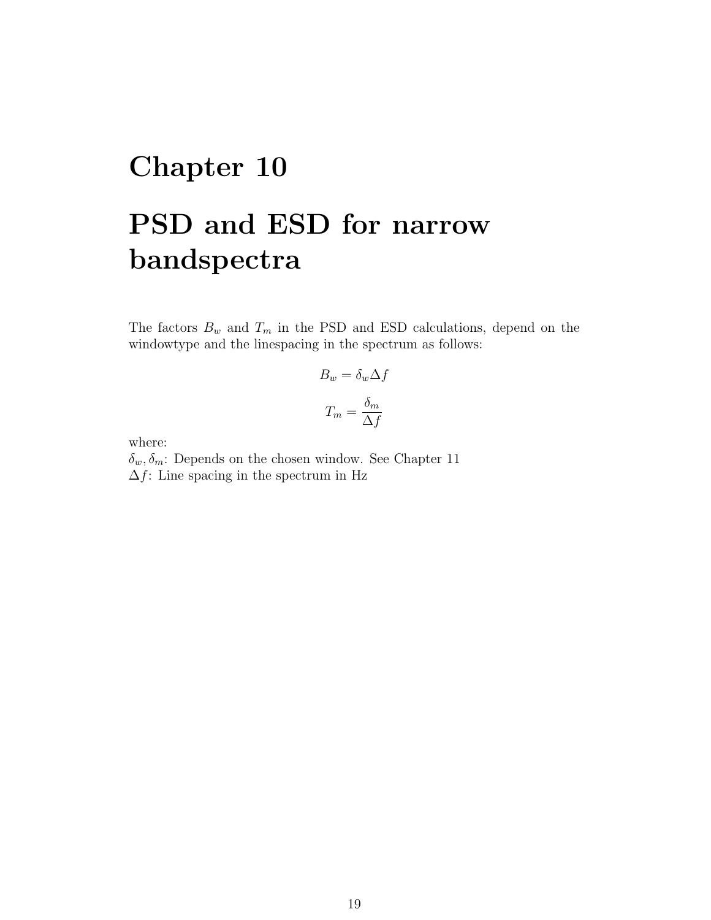# Chapter 10

# PSD and ESD for narrow bandspectra

The factors $B_w$ and $T_m$ in the PSD and ESD calculations, depend on the windowtype and the linespacing in the spectrum as follows:

$$B_w = \delta_w \Delta f$$

$$T_m = \frac{\delta_m}{\Delta f}$$

where:
$\delta_w, \delta_m$: Depends on the chosen window. See Chapter 11
$\Delta f$: Line spacing in the spectrum in Hz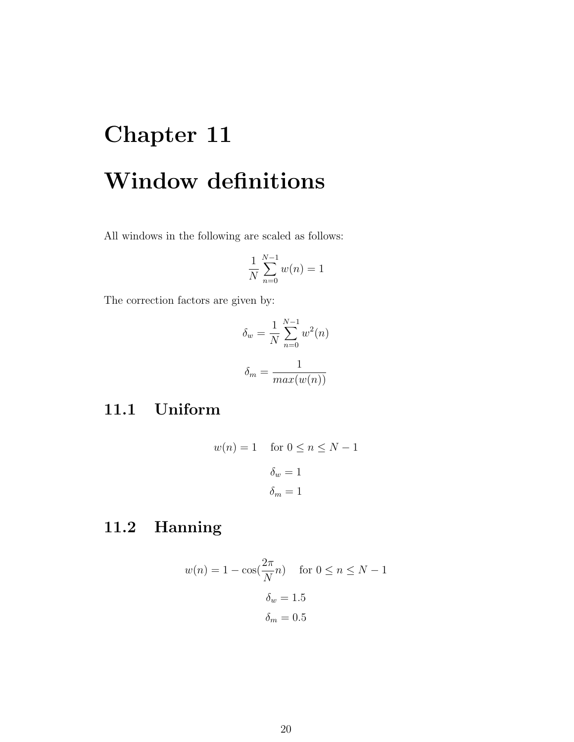# Chapter 11

# Window definitions

All windows in the following are scaled as follows:

$$\frac{1}{N}\sum_{n=0}^{N-1} w(n) = 1$$

The correction factors are given by:

$$\delta_w = \frac{1}{N}\sum_{n=0}^{N-1} w^2(n)$$

$$\delta_m = \frac{1}{max(w(n))}$$

## 11.1 Uniform

$$w(n) = 1 \quad \text{for } 0 \leq n \leq N-1$$

$$\delta_w = 1$$

$$\delta_m = 1$$

## 11.2 Hanning

$$w(n) = 1 - \cos(\frac{2\pi}{N}n) \quad \text{for } 0 \leq n \leq N-1$$

$$\delta_w = 1.5$$

$$\delta_m = 0.5$$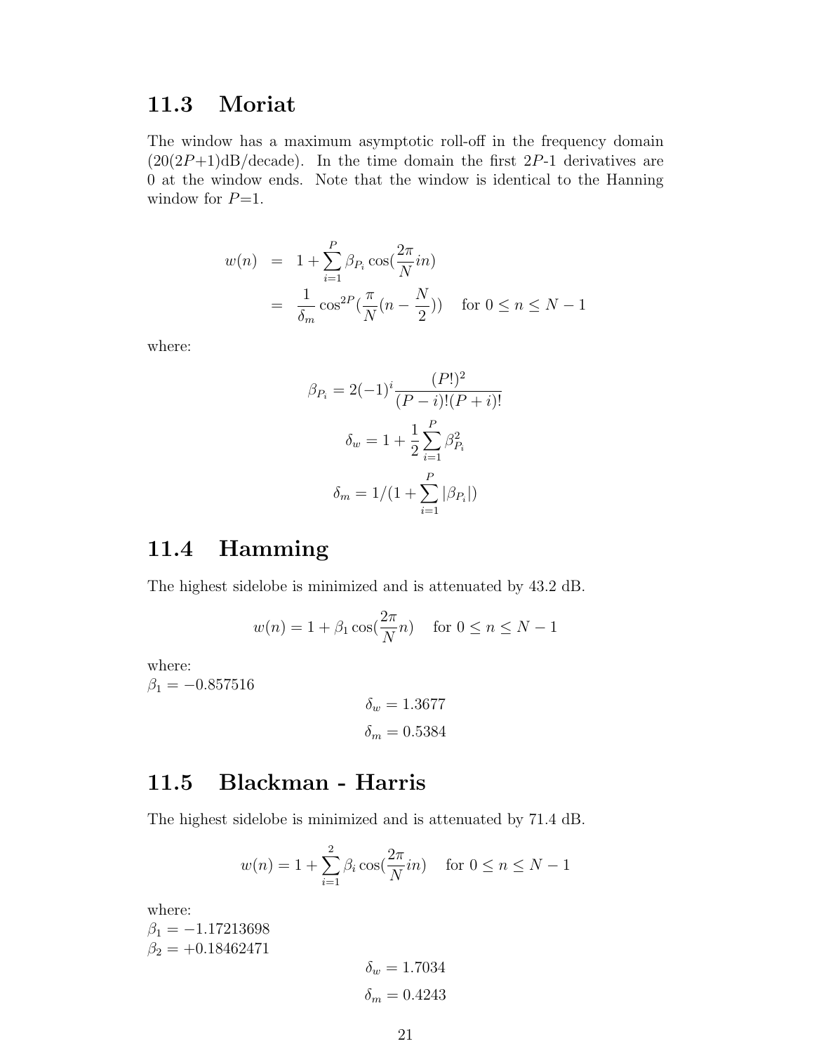## 11.3 Moriat

The window has a maximum asymptotic roll-off in the frequency domain ($20(2P+1)$dB/decade). In the time domain the first $2P$-1 derivatives are 0 at the window ends. Note that the window is identical to the Hanning window for $P$=1.

$$
\begin{aligned}
w(n) &= 1 + \sum_{i=1}^{P} \beta_{P_i} \cos(\frac{2\pi}{N} in) \\
&= \frac{1}{\delta_m} \cos^{2P}(\frac{\pi}{N}(n - \frac{N}{2})) \quad \text{for } 0 \leq n \leq N-1
\end{aligned}
$$

where:

$$\beta_{P_i} = 2(-1)^i \frac{(P!)^2}{(P-i)!(P+i)!}$$

$$\delta_w = 1 + \frac{1}{2} \sum_{i=1}^{P} \beta_{P_i}^2$$

$$\delta_m = 1/(1 + \sum_{i=1}^{P} |\beta_{P_i}|)$$

## 11.4 Hamming

The highest sidelobe is minimized and is attenuated by 43.2 dB.

$$w(n) = 1 + \beta_1 \cos(\frac{2\pi}{N} n) \quad \text{for } 0 \leq n \leq N-1$$

where:
$\beta_1 = -0.857516$

$$\delta_w = 1.3677$$

$$\delta_m = 0.5384$$

## 11.5 Blackman - Harris

The highest sidelobe is minimized and is attenuated by 71.4 dB.

$$w(n) = 1 + \sum_{i=1}^{2} \beta_i \cos(\frac{2\pi}{N} in) \quad \text{for } 0 \leq n \leq N-1$$

where:
$\beta_1 = -1.17213698$
$\beta_2 = +0.18462471$

$$\delta_w = 1.7034$$

$$\delta_m = 0.4243$$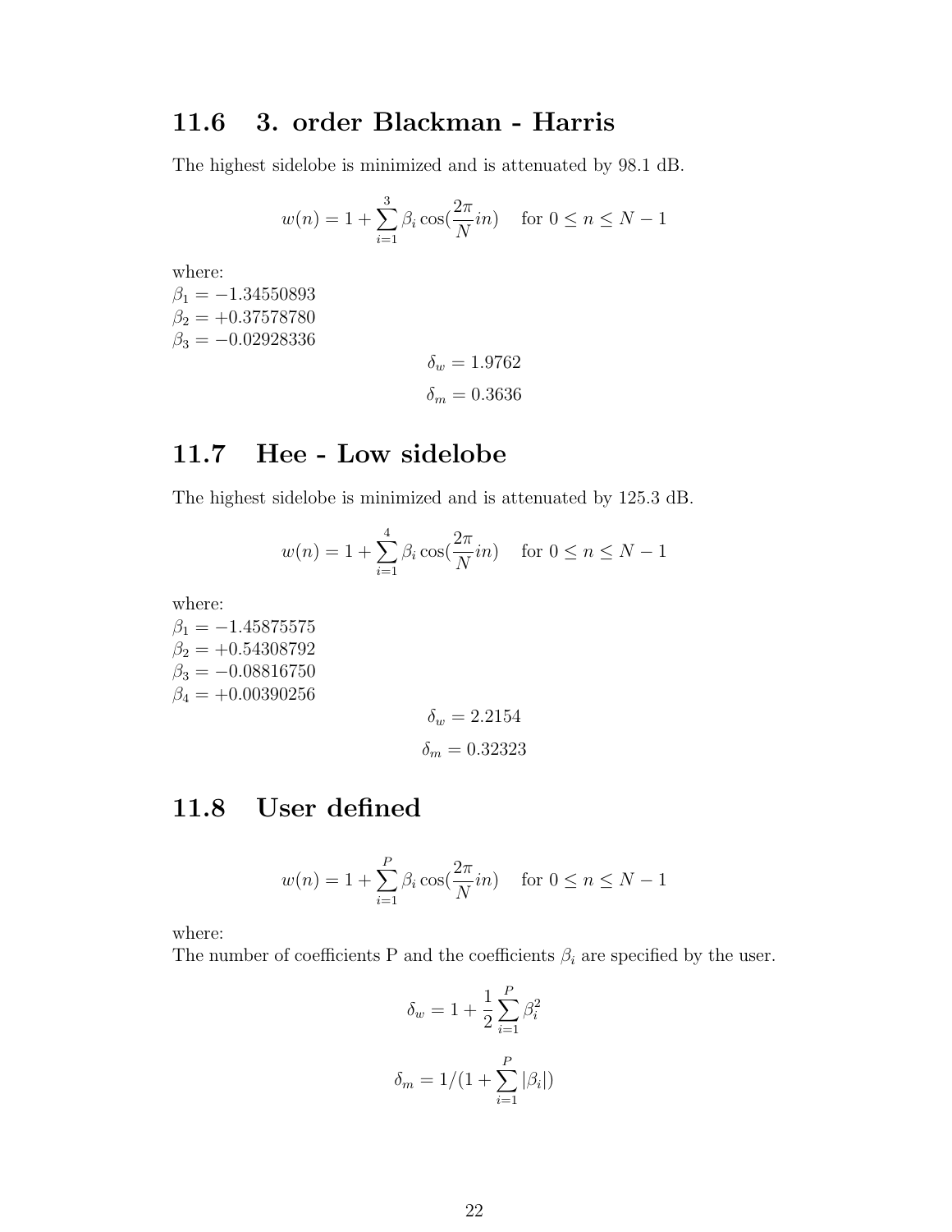## 11.6 3. order Blackman - Harris

The highest sidelobe is minimized and is attenuated by 98.1 dB.

$$w(n) = 1 + \sum_{i=1}^{3} \beta_i \cos(\frac{2\pi}{N} in) \quad \text{for } 0 \leq n \leq N-1$$

where:
$\beta_1 = -1.34550893$
$\beta_2 = +0.37578780$
$\beta_3 = -0.02928336$

$$\delta_w = 1.9762$$

$$\delta_m = 0.3636$$

## 11.7 Hee - Low sidelobe

The highest sidelobe is minimized and is attenuated by 125.3 dB.

$$w(n) = 1 + \sum_{i=1}^{4} \beta_i \cos(\frac{2\pi}{N} in) \quad \text{for } 0 \leq n \leq N-1$$

where:
$\beta_1 = -1.45875575$
$\beta_2 = +0.54308792$
$\beta_3 = -0.08816750$
$\beta_4 = +0.00390256$

$$\delta_w = 2.2154$$

$$\delta_m = 0.32323$$

## 11.8 User defined

$$w(n) = 1 + \sum_{i=1}^{P} \beta_i \cos(\frac{2\pi}{N} in) \quad \text{for } 0 \leq n \leq N-1$$

where:
The number of coefficients P and the coefficients $\beta_i$ are specified by the user.

$$\delta_w = 1 + \frac{1}{2} \sum_{i=1}^{P} \beta_i^2$$

$$\delta_m = 1/(1 + \sum_{i=1}^{P} |\beta_i|)$$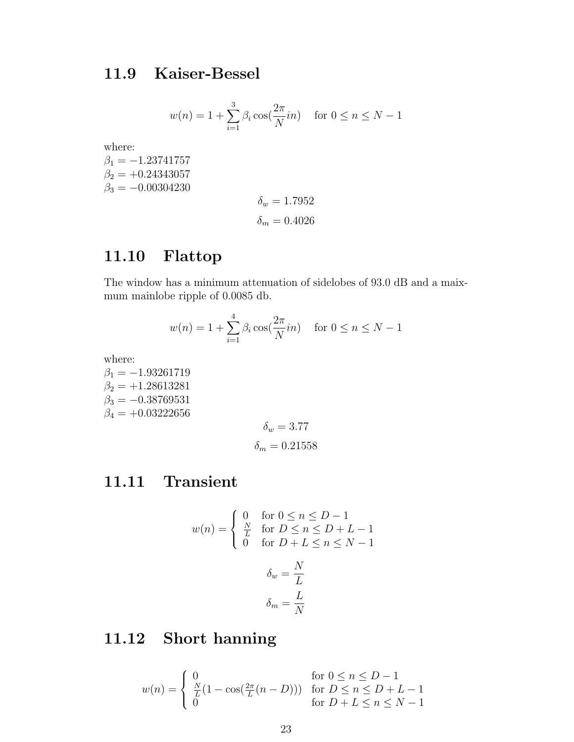## 11.9 Kaiser-Bessel

$$w(n) = 1 + \sum_{i=1}^{3} \beta_i \cos(\frac{2\pi}{N} in) \quad \text{for } 0 \le n \le N-1$$

where:
$\beta_1 = -1.23741757$
$\beta_2 = +0.24343057$
$\beta_3 = -0.00304230$

$$\delta_w = 1.7952$$

$$\delta_m = 0.4026$$

## 11.10 Flattop

The window has a minimum attenuation of sidelobes of 93.0 dB and a maix-mum mainlobe ripple of 0.0085 db.

$$w(n) = 1 + \sum_{i=1}^{4} \beta_i \cos(\frac{2\pi}{N} in) \quad \text{for } 0 \le n \le N-1$$

where:
$\beta_1 = -1.93261719$
$\beta_2 = +1.28613281$
$\beta_3 = -0.38769531$
$\beta_4 = +0.03222656$

$$\delta_w = 3.77$$

$$\delta_m = 0.21558$$

## 11.11 Transient

$$w(n) = \begin{cases} 0 & \text{for } 0 \le n \le D-1 \\ \frac{N}{L} & \text{for } D \le n \le D+L-1 \\ 0 & \text{for } D+L \le n \le N-1 \end{cases}$$

$$\delta_w = \frac{N}{L}$$

$$\delta_m = \frac{L}{N}$$

## 11.12 Short hanning

$$w(n) = \begin{cases} 0 & \text{for } 0 \le n \le D-1 \\ \frac{N}{L}(1 - \cos(\frac{2\pi}{L}(n-D))) & \text{for } D \le n \le D+L-1 \\ 0 & \text{for } D+L \le n \le N-1 \end{cases}$$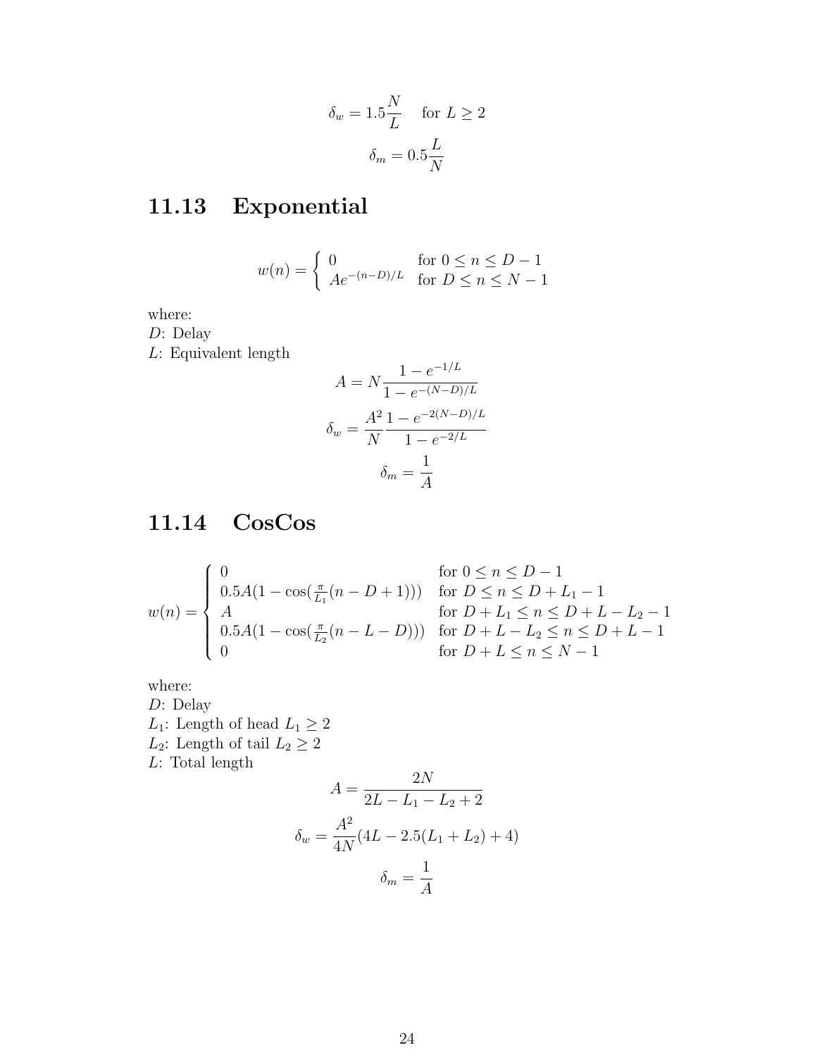$$\delta_w = 1.5\frac{N}{L} \quad \text{for } L \geq 2$$

$$\delta_m = 0.5\frac{L}{N}$$

## 11.13 Exponential

$$w(n) = \begin{cases} 0 & \text{for } 0 \leq n \leq D-1 \\ Ae^{-(n-D)/L} & \text{for } D \leq n \leq N-1 \end{cases}$$

where:
$D$: Delay
$L$: Equivalent length

$$A = N\frac{1-e^{-1/L}}{1-e^{-(N-D)/L}}$$

$$\delta_w = \frac{A^2}{N}\frac{1-e^{-2(N-D)/L}}{1-e^{-2/L}}$$

$$\delta_m = \frac{1}{A}$$

## 11.14 CosCos

$$w(n) = \begin{cases} 0 & \text{for } 0 \leq n \leq D-1 \\ 0.5A(1-\cos(\frac{\pi}{L_1}(n-D+1))) & \text{for } D \leq n \leq D+L_1-1 \\ A & \text{for } D+L_1 \leq n \leq D+L-L_2-1 \\ 0.5A(1-\cos(\frac{\pi}{L_2}(n-L-D))) & \text{for } D+L-L_2 \leq n \leq D+L-1 \\ 0 & \text{for } D+L \leq n \leq N-1 \end{cases}$$

where:
$D$: Delay
$L_1$: Length of head $L_1 \geq 2$
$L_2$: Length of tail $L_2 \geq 2$
$L$: Total length

$$A = \frac{2N}{2L-L_1-L_2+2}$$

$$\delta_w = \frac{A^2}{4N}(4L-2.5(L_1+L_2)+4)$$

$$\delta_m = \frac{1}{A}$$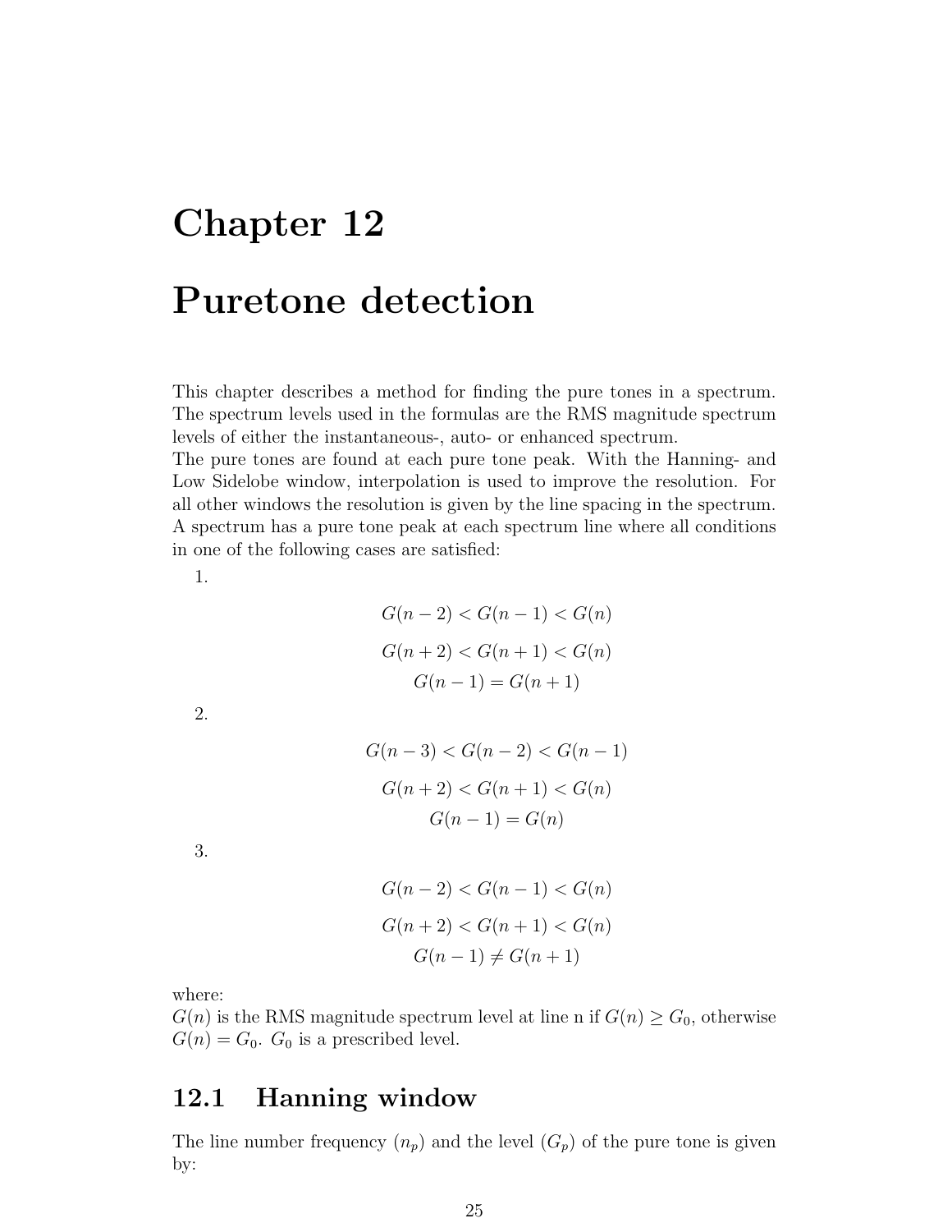# Chapter 12

# Puretone detection

This chapter describes a method for finding the pure tones in a spectrum. The spectrum levels used in the formulas are the RMS magnitude spectrum levels of either the instantaneous-, auto- or enhanced spectrum.
The pure tones are found at each pure tone peak. With the Hanning- and Low Sidelobe window, interpolation is used to improve the resolution. For all other windows the resolution is given by the line spacing in the spectrum.
A spectrum has a pure tone peak at each spectrum line where all conditions in one of the following cases are satisfied:

1.

$$G(n-2) < G(n-1) < G(n)$$
$$G(n+2) < G(n+1) < G(n)$$
$$G(n-1) = G(n+1)$$

2.

$$G(n-3) < G(n-2) < G(n-1)$$
$$G(n+2) < G(n+1) < G(n)$$
$$G(n-1) = G(n)$$

3.

$$G(n-2) < G(n-1) < G(n)$$
$$G(n+2) < G(n+1) < G(n)$$
$$G(n-1) \neq G(n+1)$$

where:
$G(n)$ is the RMS magnitude spectrum level at line n if $G(n) \geq G_0$, otherwise $G(n) = G_0$. $G_0$ is a prescribed level.

## 12.1 Hanning window

The line number frequency ($n_p$) and the level ($G_p$) of the pure tone is given by: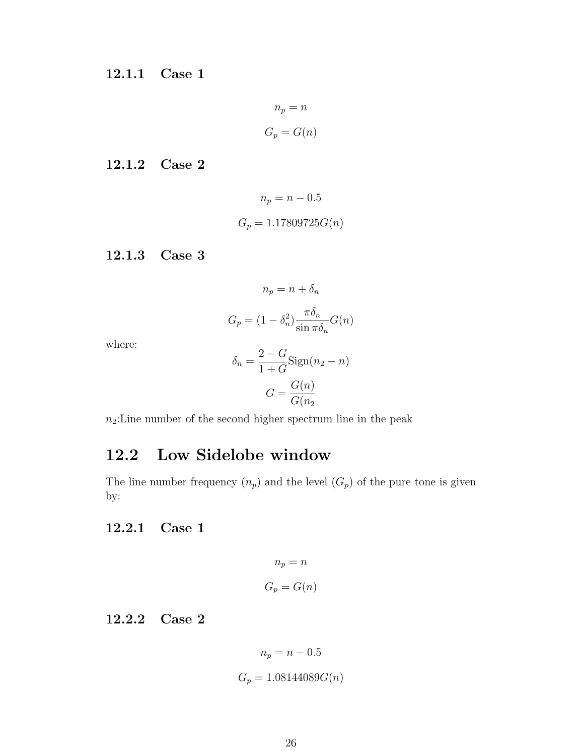#### 12.1.1 Case 1

$$n_p = n$$

$$G_p = G(n)$$

#### 12.1.2 Case 2

$$n_p = n - 0.5$$

$$G_p = 1.17809725G(n)$$

#### 12.1.3 Case 3

$$n_p = n + \delta_n$$

$$G_p = (1 - \delta_n^2)\frac{\pi\delta_n}{\sin\pi\delta_n}G(n)$$

where:

$$\delta_n = \frac{2 - G}{1 + G}\text{Sign}(n_2 - n)$$

$$G = \frac{G(n)}{G(n_2}$$

$n_2$:Line number of the second higher spectrum line in the peak

## 12.2 Low Sidelobe window

The line number frequency ($n_p$) and the level ($G_p$) of the pure tone is given by:

#### 12.2.1 Case 1

$$n_p = n$$

$$G_p = G(n)$$

#### 12.2.2 Case 2

$$n_p = n - 0.5$$

$$G_p = 1.08144089G(n)$$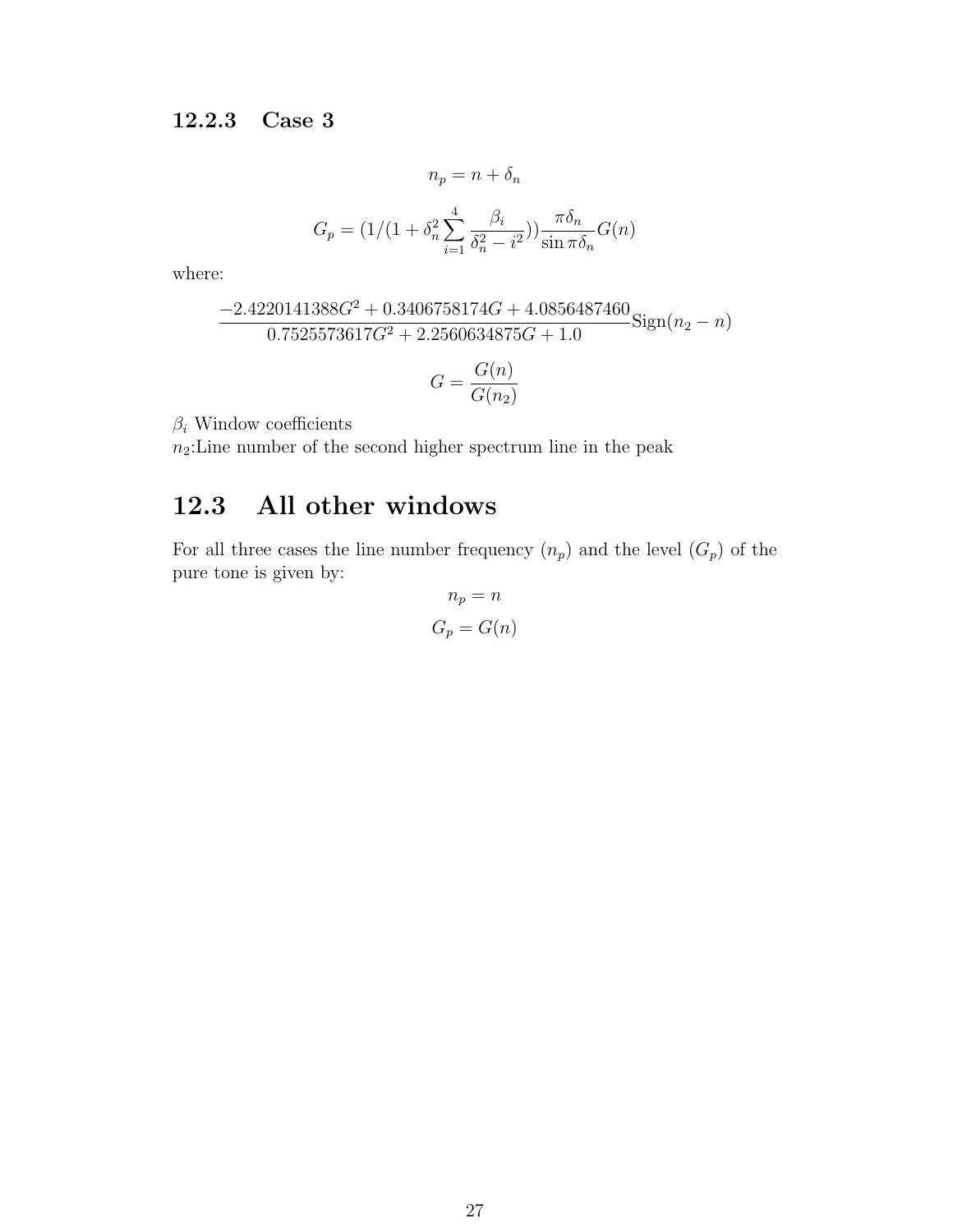### 12.2.3 Case 3

$$n_p = n + \delta_n$$

$$G_p = (1/(1 + \delta_n^2 \sum_{i=1}^{4} \frac{\beta_i}{\delta_n^2 - i^2})) \frac{\pi \delta_n}{\sin \pi \delta_n} G(n)$$

where:

$$\frac{-2.4220141388G^2 + 0.3406758174G + 4.0856487460}{0.7525573617G^2 + 2.2560634875G + 1.0} \mathrm{Sign}(n_2 - n)$$

$$G = \frac{G(n)}{G(n_2)}$$

$\beta_i$ Window coefficients
$n_2$:Line number of the second higher spectrum line in the peak

## 12.3 All other windows

For all three cases the line number frequency ($n_p$) and the level ($G_p$) of the pure tone is given by:

$$n_p = n$$

$$G_p = G(n)$$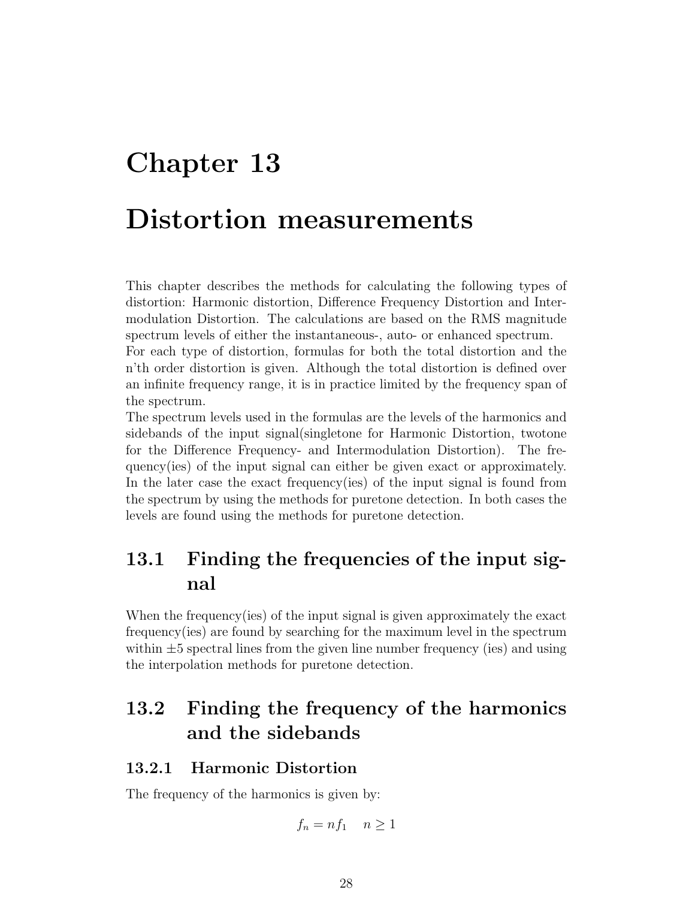# Chapter 13

# Distortion measurements

This chapter describes the methods for calculating the following types of distortion: Harmonic distortion, Difference Frequency Distortion and Intermodulation Distortion. The calculations are based on the RMS magnitude spectrum levels of either the instantaneous-, auto- or enhanced spectrum.
For each type of distortion, formulas for both the total distortion and the n'th order distortion is given. Although the total distortion is defined over an infinite frequency range, it is in practice limited by the frequency span of the spectrum.
The spectrum levels used in the formulas are the levels of the harmonics and sidebands of the input signal(singletone for Harmonic Distortion, twotone for the Difference Frequency- and Intermodulation Distortion). The frequency(ies) of the input signal can either be given exact or approximately. In the later case the exact frequency(ies) of the input signal is found from the spectrum by using the methods for puretone detection. In both cases the levels are found using the methods for puretone detection.

## 13.1 Finding the frequencies of the input signal

When the frequency(ies) of the input signal is given approximately the exact frequency(ies) are found by searching for the maximum level in the spectrum within ±5 spectral lines from the given line number frequency (ies) and using the interpolation methods for puretone detection.

## 13.2 Finding the frequency of the harmonics and the sidebands

### 13.2.1 Harmonic Distortion

The frequency of the harmonics is given by:

$$f_n = nf_1 \quad n \geq 1$$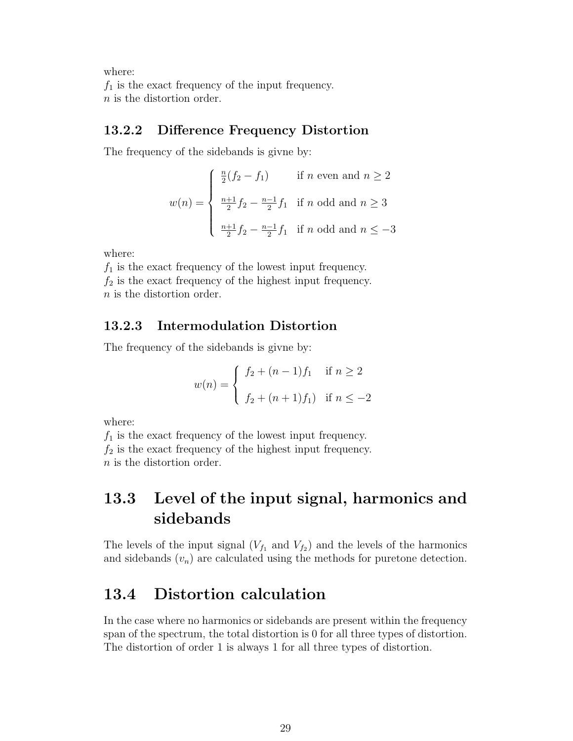where:
$f_1$ is the exact frequency of the input frequency.
$n$ is the distortion order.

### 13.2.2 Difference Frequency Distortion

The frequency of the sidebands is givne by:

$$w(n) = \begin{cases} \frac{n}{2}(f_2 - f_1) & \text{if } n \text{ even and } n \geq 2 \\ \frac{n+1}{2} f_2 - \frac{n-1}{2} f_1 & \text{if } n \text{ odd and } n \geq 3 \\ \frac{n+1}{2} f_2 - \frac{n-1}{2} f_1 & \text{if } n \text{ odd and } n \leq -3 \end{cases}$$

where:
$f_1$ is the exact frequency of the lowest input frequency.
$f_2$ is the exact frequency of the highest input frequency.
$n$ is the distortion order.

### 13.2.3 Intermodulation Distortion

The frequency of the sidebands is givne by:

$$w(n) = \begin{cases} f_2 + (n-1) f_1 & \text{if } n \geq 2 \\ f_2 + (n+1) f_1) & \text{if } n \leq -2 \end{cases}$$

where:
$f_1$ is the exact frequency of the lowest input frequency.
$f_2$ is the exact frequency of the highest input frequency.
$n$ is the distortion order.

## 13.3 Level of the input signal, harmonics and sidebands

The levels of the input signal ($V_{f_1}$ and $V_{f_2}$) and the levels of the harmonics and sidebands ($v_n$) are calculated using the methods for puretone detection.

## 13.4 Distortion calculation

In the case where no harmonics or sidebands are present within the frequency span of the spectrum, the total distortion is 0 for all three types of distortion. The distortion of order 1 is always 1 for all three types of distortion.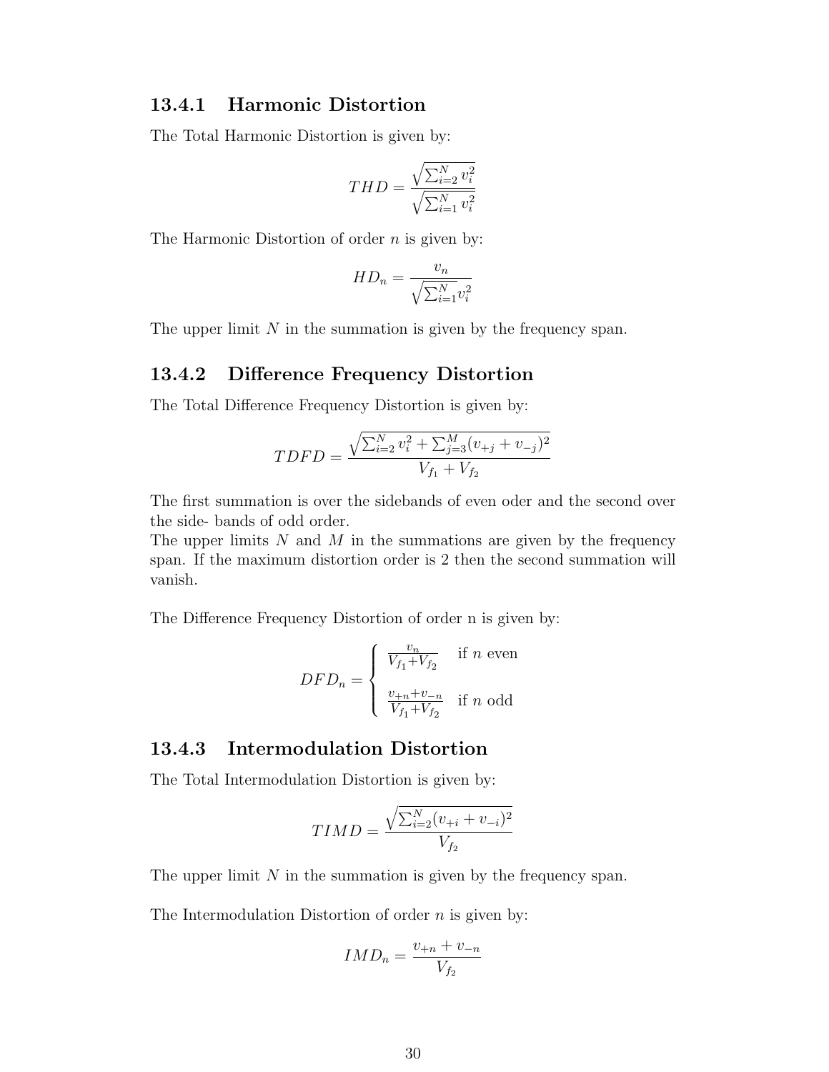### 13.4.1 Harmonic Distortion

The Total Harmonic Distortion is given by:

$$THD = \frac{\sqrt{\sum_{i=2}^{N} v_i^2}}{\sqrt{\sum_{i=1}^{N} v_i^2}}$$

The Harmonic Distortion of order $n$ is given by:

$$HD_n = \frac{v_n}{\sqrt{\sum_{i=1}^{N} v_i^2}}$$

The upper limit $N$ in the summation is given by the frequency span.

### 13.4.2 Difference Frequency Distortion

The Total Difference Frequency Distortion is given by:

$$TDFD = \frac{\sqrt{\sum_{i=2}^{N} v_i^2 + \sum_{j=3}^{M} (v_{+j} + v_{-j})^2}}{V_{f_1} + V_{f_2}}$$

The first summation is over the sidebands of even oder and the second over the side- bands of odd order.
The upper limits $N$ and $M$ in the summations are given by the frequency span. If the maximum distortion order is 2 then the second summation will vanish.

The Difference Frequency Distortion of order n is given by:

$$DFD_n = \begin{cases} \frac{v_n}{V_{f_1}+V_{f_2}} & \text{if } n \text{ even} \\ \\ \frac{v_{+n}+v_{-n}}{V_{f_1}+V_{f_2}} & \text{if } n \text{ odd} \end{cases}$$

### 13.4.3 Intermodulation Distortion

The Total Intermodulation Distortion is given by:

$$TIMD = \frac{\sqrt{\sum_{i=2}^{N} (v_{+i} + v_{-i})^2}}{V_{f_2}}$$

The upper limit $N$ in the summation is given by the frequency span.

The Intermodulation Distortion of order $n$ is given by:

$$IMD_n = \frac{v_{+n} + v_{-n}}{V_{f_2}}$$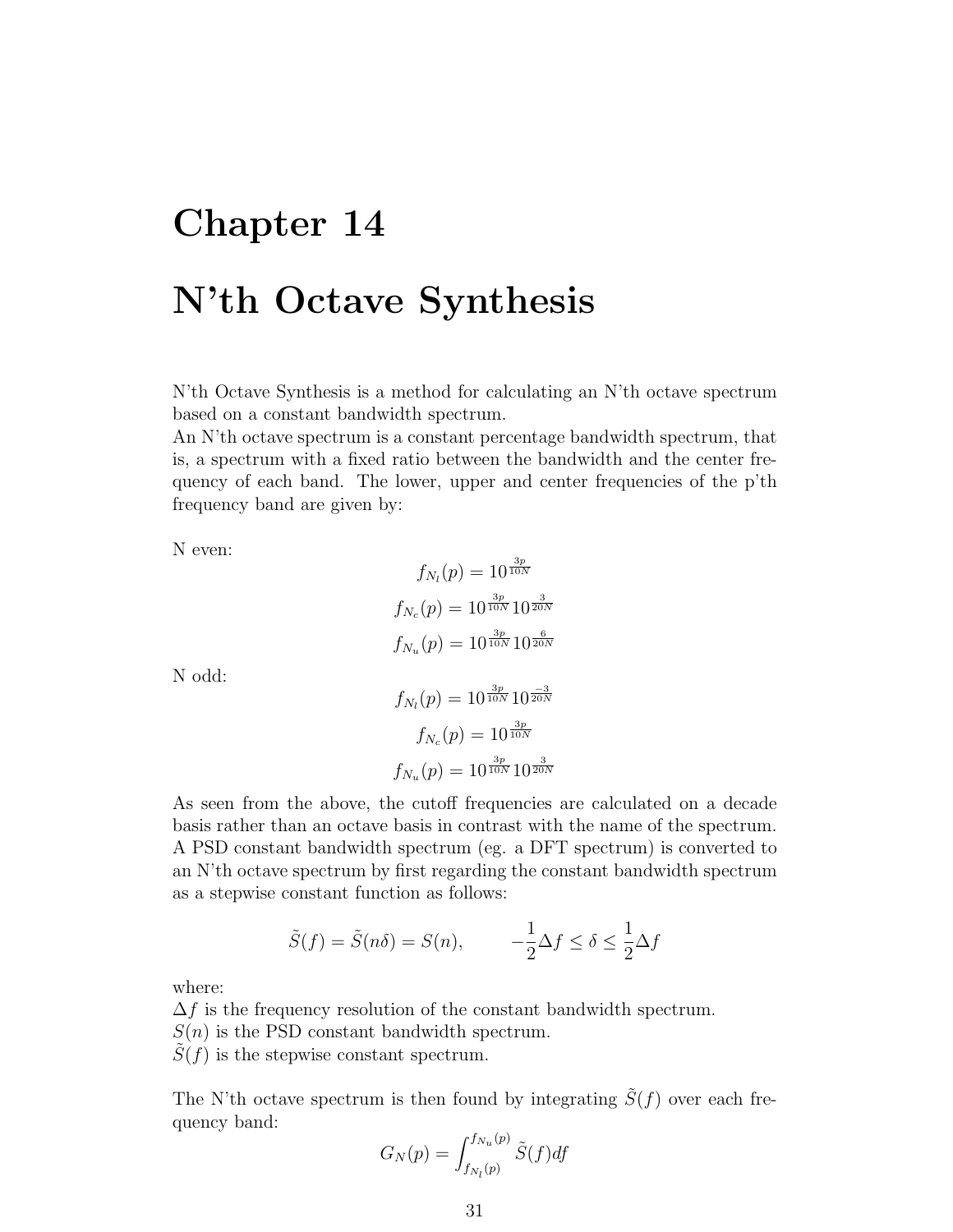# Chapter 14

# N'th Octave Synthesis

N'th Octave Synthesis is a method for calculating an N'th octave spectrum based on a constant bandwidth spectrum.
An N'th octave spectrum is a constant percentage bandwidth spectrum, that is, a spectrum with a fixed ratio between the bandwidth and the center frequency of each band. The lower, upper and center frequencies of the p'th frequency band are given by:

N even:

$$f_{N_l}(p) = 10^{\frac{3p}{10N}}$$

$$f_{N_c}(p) = 10^{\frac{3p}{10N}} 10^{\frac{3}{20N}}$$

$$f_{N_u}(p) = 10^{\frac{3p}{10N}} 10^{\frac{6}{20N}}$$

N odd:

$$f_{N_l}(p) = 10^{\frac{3p}{10N}} 10^{\frac{-3}{20N}}$$

$$f_{N_c}(p) = 10^{\frac{3p}{10N}}$$

$$f_{N_u}(p) = 10^{\frac{3p}{10N}} 10^{\frac{3}{20N}}$$

As seen from the above, the cutoff frequencies are calculated on a decade basis rather than an octave basis in contrast with the name of the spectrum. A PSD constant bandwidth spectrum (eg. a DFT spectrum) is converted to an N'th octave spectrum by first regarding the constant bandwidth spectrum as a stepwise constant function as follows:

$$\tilde{S}(f) = \tilde{S}(n\delta) = S(n), \qquad -\frac{1}{2}\Delta f \leq \delta \leq \frac{1}{2}\Delta f$$

where:
$\Delta f$ is the frequency resolution of the constant bandwidth spectrum.
$S(n)$ is the PSD constant bandwidth spectrum.
$\tilde{S}(f)$ is the stepwise constant spectrum.

The N'th octave spectrum is then found by integrating $\tilde{S}(f)$ over each frequency band:

$$G_N(p) = \int_{f_{N_l}(p)}^{f_{N_u}(p)} \tilde{S}(f) df$$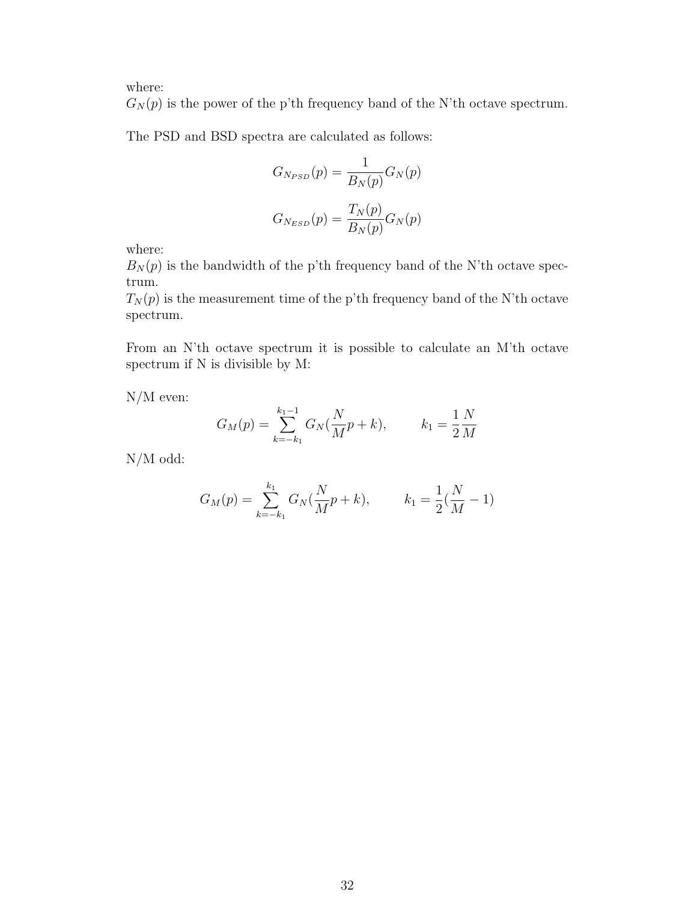where:
$G_N(p)$ is the power of the p'th frequency band of the N'th octave spectrum.

The PSD and BSD spectra are calculated as follows:

$$G_{N_{PSD}}(p) = \frac{1}{B_N(p)} G_N(p)$$

$$G_{N_{ESD}}(p) = \frac{T_N(p)}{B_N(p)} G_N(p)$$

where:
$B_N(p)$ is the bandwidth of the p'th frequency band of the N'th octave spectrum.
$T_N(p)$ is the measurement time of the p'th frequency band of the N'th octave spectrum.

From an N'th octave spectrum it is possible to calculate an M'th octave spectrum if N is divisible by M:

N/M even:

$$G_M(p) = \sum_{k=-k_1}^{k_1-1} G_N(\frac{N}{M}p + k), \qquad k_1 = \frac{1}{2}\frac{N}{M}$$

N/M odd:

$$G_M(p) = \sum_{k=-k_1}^{k_1} G_N(\frac{N}{M}p + k), \qquad k_1 = \frac{1}{2}(\frac{N}{M} - 1)$$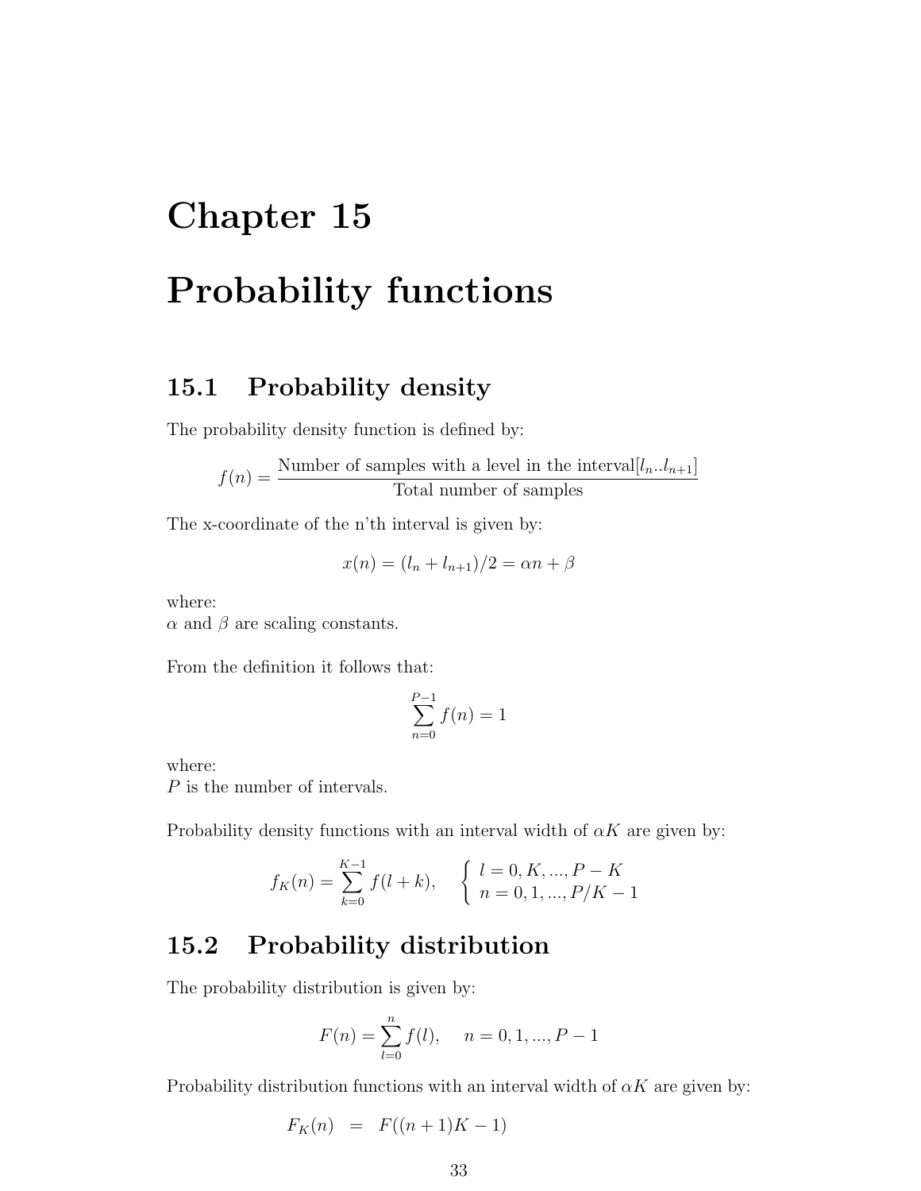# Chapter 15

# Probability functions

## 15.1 Probability density

The probability density function is defined by:

$$f(n) = \frac{\text{Number of samples with a level in the interval}[l_n..l_{n+1}]}{\text{Total number of samples}}$$

The x-coordinate of the n'th interval is given by:

$$x(n) = (l_n + l_{n+1})/2 = \alpha n + \beta$$

where:
$\alpha$ and $\beta$ are scaling constants.

From the definition it follows that:

$$\sum_{n=0}^{P-1} f(n) = 1$$

where:
$P$ is the number of intervals.

Probability density functions with an interval width of $\alpha K$ are given by:

$$f_K(n) = \sum_{k=0}^{K-1} f(l+k), \quad \begin{cases} l = 0, K, ..., P-K \\ n = 0, 1, ..., P/K-1 \end{cases}$$

## 15.2 Probability distribution

The probability distribution is given by:

$$F(n) = \sum_{l=0}^{n} f(l), \quad n = 0, 1, ..., P-1$$

Probability distribution functions with an interval width of $\alpha K$ are given by:

$$F_K(n) = F((n+1)K - 1)$$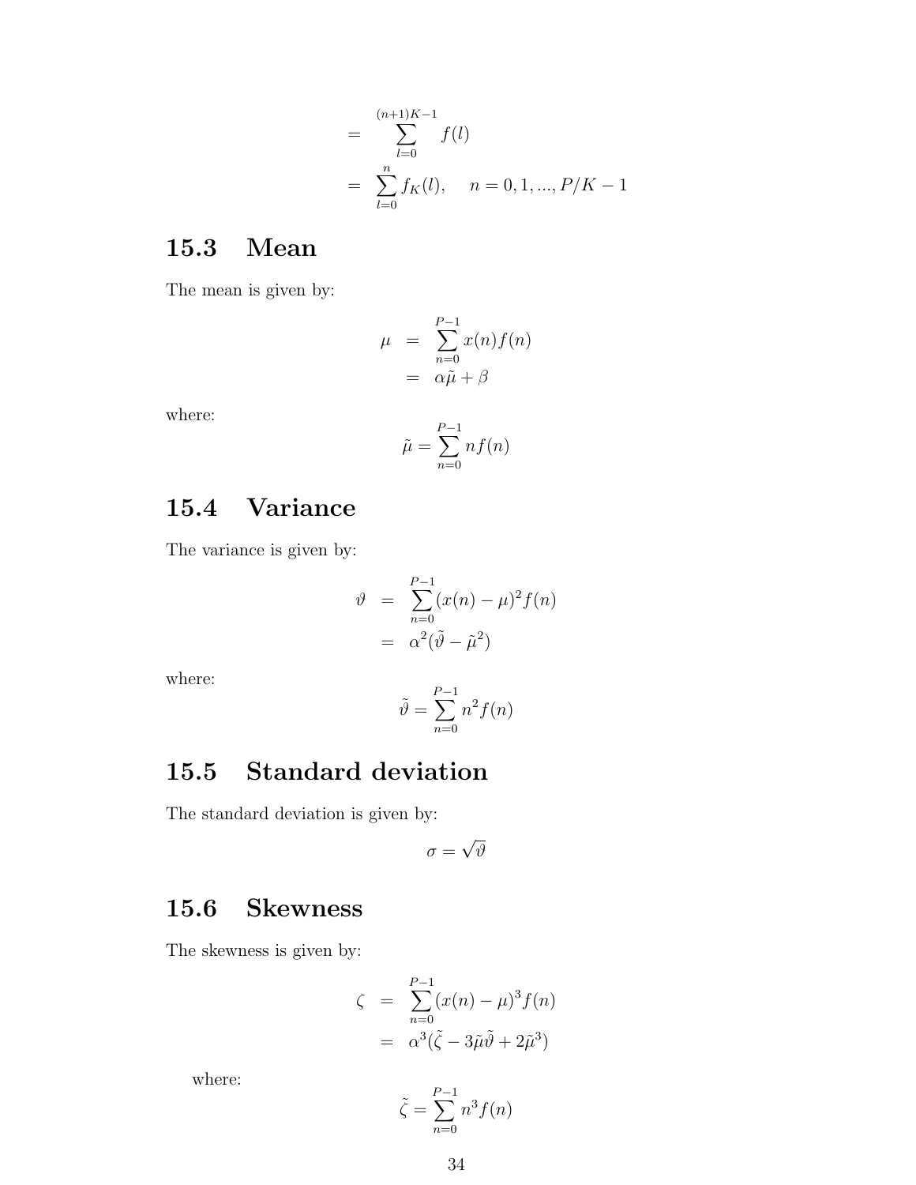$$
\begin{aligned}
&= \sum_{l=0}^{(n+1)K-1} f(l) \\
&= \sum_{l=0}^{n} f_K(l), \quad n = 0, 1, ..., P/K - 1
\end{aligned}
$$

## 15.3 Mean

The mean is given by:

$$
\begin{aligned}
\mu &= \sum_{n=0}^{P-1} x(n) f(n) \\
&= \alpha \tilde{\mu} + \beta
\end{aligned}
$$

where:

$$
\tilde{\mu} = \sum_{n=0}^{P-1} n f(n)
$$

## 15.4 Variance

The variance is given by:

$$
\begin{aligned}
\vartheta &= \sum_{n=0}^{P-1} (x(n) - \mu)^2 f(n) \\
&= \alpha^2 (\tilde{\vartheta} - \tilde{\mu}^2)
\end{aligned}
$$

where:

$$
\tilde{\vartheta} = \sum_{n=0}^{P-1} n^2 f(n)
$$

## 15.5 Standard deviation

The standard deviation is given by:

$$
\sigma = \sqrt{\vartheta}
$$

## 15.6 Skewness

The skewness is given by:

$$
\begin{aligned}
\zeta &= \sum_{n=0}^{P-1} (x(n) - \mu)^3 f(n) \\
&= \alpha^3 (\tilde{\zeta} - 3\tilde{\mu}\tilde{\vartheta} + 2\tilde{\mu}^3)
\end{aligned}
$$

where:

$$
\tilde{\zeta} = \sum_{n=0}^{P-1} n^3 f(n)
$$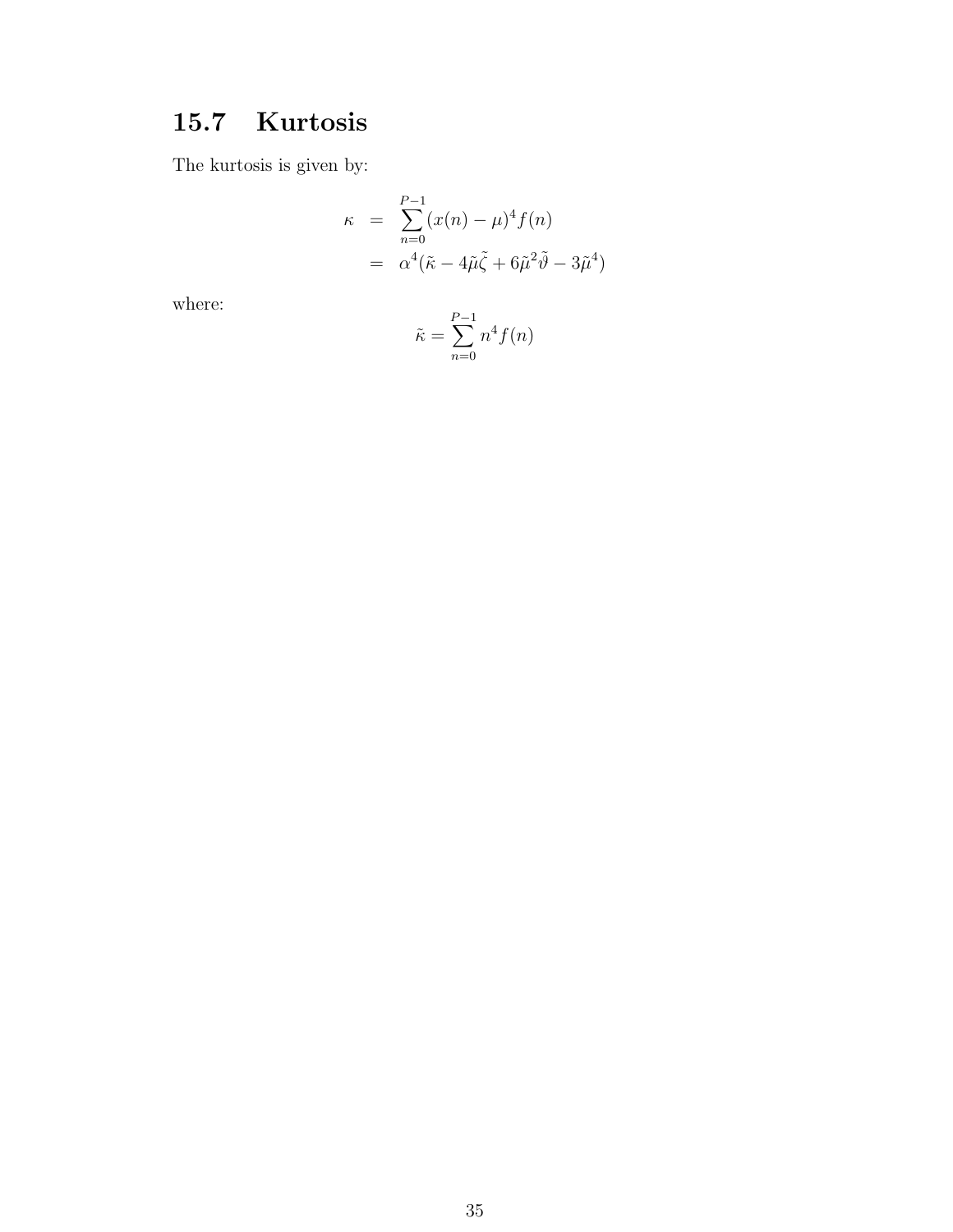## 15.7 Kurtosis

The kurtosis is given by:

$$
\begin{aligned}
\kappa &= \sum_{n=0}^{P-1} (x(n) - \mu)^4 f(n) \\
&= \alpha^4 (\tilde{\kappa} - 4\tilde{\mu}\tilde{\zeta} + 6\tilde{\mu}^2\tilde{\vartheta} - 3\tilde{\mu}^4)
\end{aligned}
$$

where:

$$
\tilde{\kappa} = \sum_{n=0}^{P-1} n^4 f(n)
$$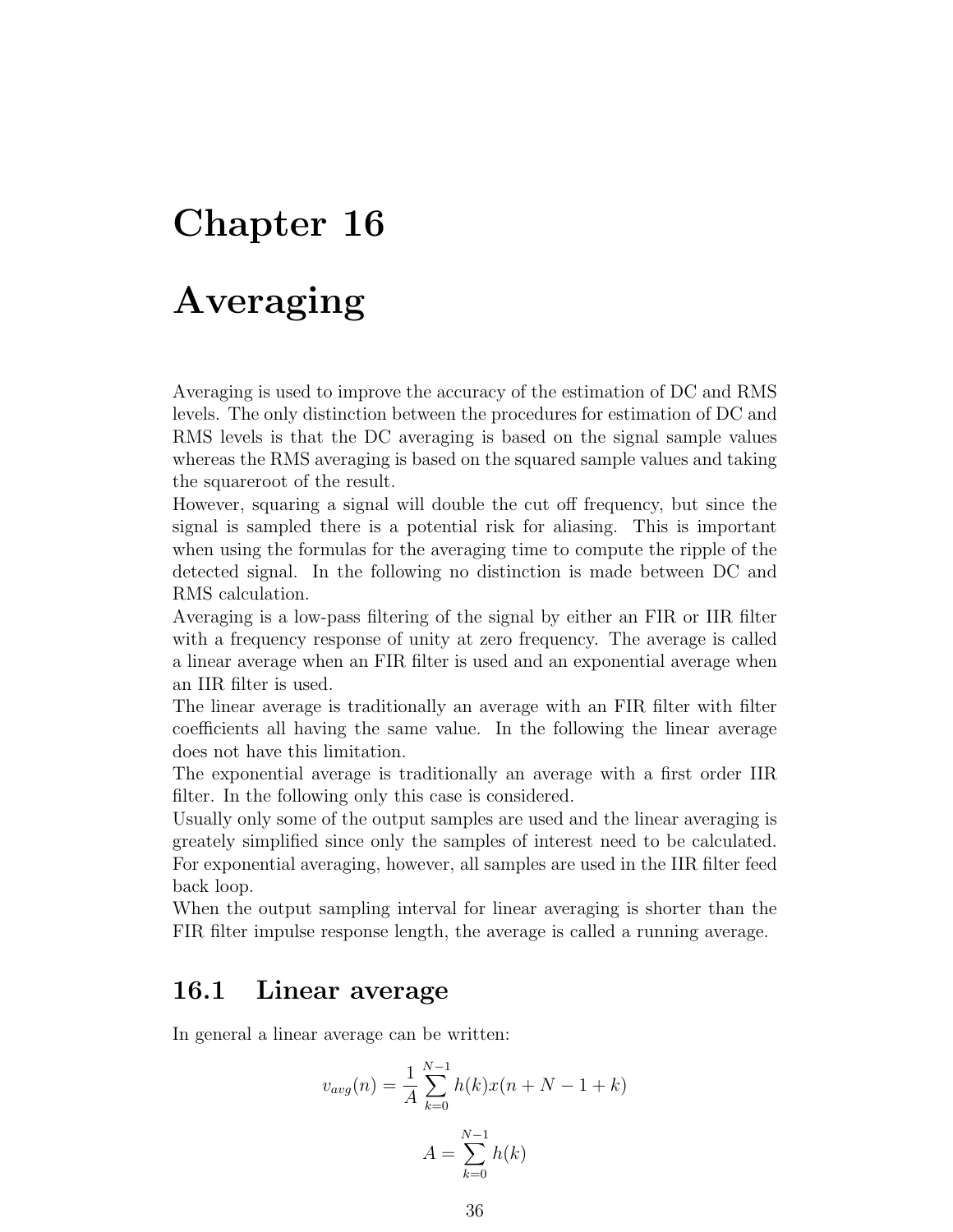# Chapter 16

# Averaging

Averaging is used to improve the accuracy of the estimation of DC and RMS levels. The only distinction between the procedures for estimation of DC and RMS levels is that the DC averaging is based on the signal sample values whereas the RMS averaging is based on the squared sample values and taking the squareroot of the result.

However, squaring a signal will double the cut off frequency, but since the signal is sampled there is a potential risk for aliasing. This is important when using the formulas for the averaging time to compute the ripple of the detected signal. In the following no distinction is made between DC and RMS calculation.

Averaging is a low-pass filtering of the signal by either an FIR or IIR filter with a frequency response of unity at zero frequency. The average is called a linear average when an FIR filter is used and an exponential average when an IIR filter is used.

The linear average is traditionally an average with an FIR filter with filter coefficients all having the same value. In the following the linear average does not have this limitation.

The exponential average is traditionally an average with a first order IIR filter. In the following only this case is considered.

Usually only some of the output samples are used and the linear averaging is greately simplified since only the samples of interest need to be calculated. For exponential averaging, however, all samples are used in the IIR filter feed back loop.

When the output sampling interval for linear averaging is shorter than the FIR filter impulse response length, the average is called a running average.

## 16.1 Linear average

In general a linear average can be written:

$$v_{avg}(n) = \frac{1}{A} \sum_{k=0}^{N-1} h(k) x(n + N - 1 + k)$$

$$A = \sum_{k=0}^{N-1} h(k)$$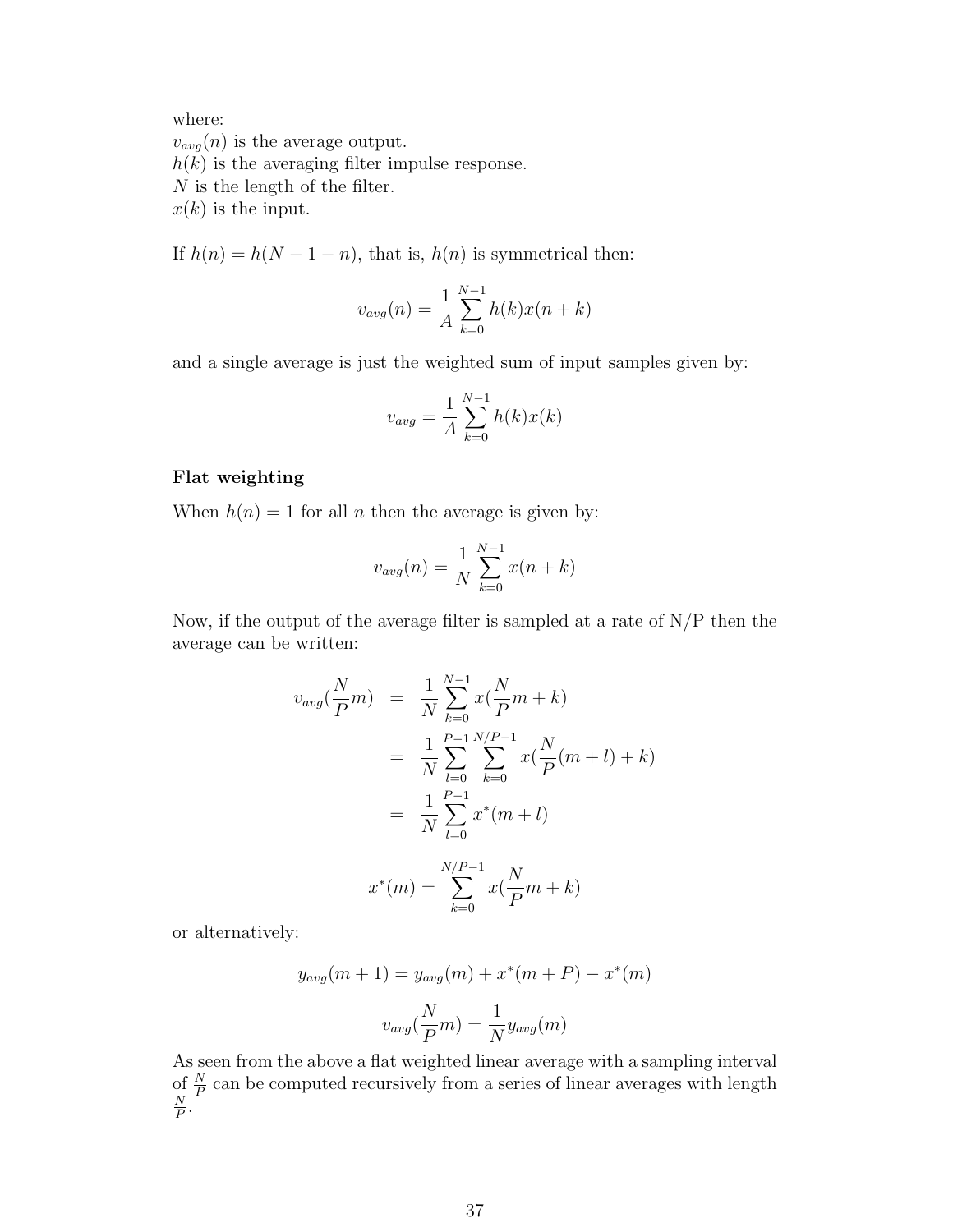where:
$v_{avg}(n)$ is the average output.
$h(k)$ is the averaging filter impulse response.
$N$ is the length of the filter.
$x(k)$ is the input.

If $h(n) = h(N-1-n)$, that is, $h(n)$ is symmetrical then:

$$v_{avg}(n) = \frac{1}{A}\sum_{k=0}^{N-1} h(k)x(n+k)$$

and a single average is just the weighted sum of input samples given by:

$$v_{avg} = \frac{1}{A}\sum_{k=0}^{N-1} h(k)x(k)$$

**Flat weighting**

When $h(n) = 1$ for all $n$ then the average is given by:

$$v_{avg}(n) = \frac{1}{N}\sum_{k=0}^{N-1} x(n+k)$$

Now, if the output of the average filter is sampled at a rate of N/P then the average can be written:

$$\begin{aligned}
v_{avg}(\frac{N}{P}m) &= \frac{1}{N}\sum_{k=0}^{N-1} x(\frac{N}{P}m+k) \\
&= \frac{1}{N}\sum_{l=0}^{P-1}\sum_{k=0}^{N/P-1} x(\frac{N}{P}(m+l)+k) \\
&= \frac{1}{N}\sum_{l=0}^{P-1} x^*(m+l)
\end{aligned}$$

$$x^*(m) = \sum_{k=0}^{N/P-1} x(\frac{N}{P}m+k)$$

or alternatively:

$$y_{avg}(m+1) = y_{avg}(m) + x^*(m+P) - x^*(m)$$

$$v_{avg}(\frac{N}{P}m) = \frac{1}{N}y_{avg}(m)$$

As seen from the above a flat weighted linear average with a sampling interval of $\frac{N}{P}$ can be computed recursively from a series of linear averages with length $\frac{N}{P}$.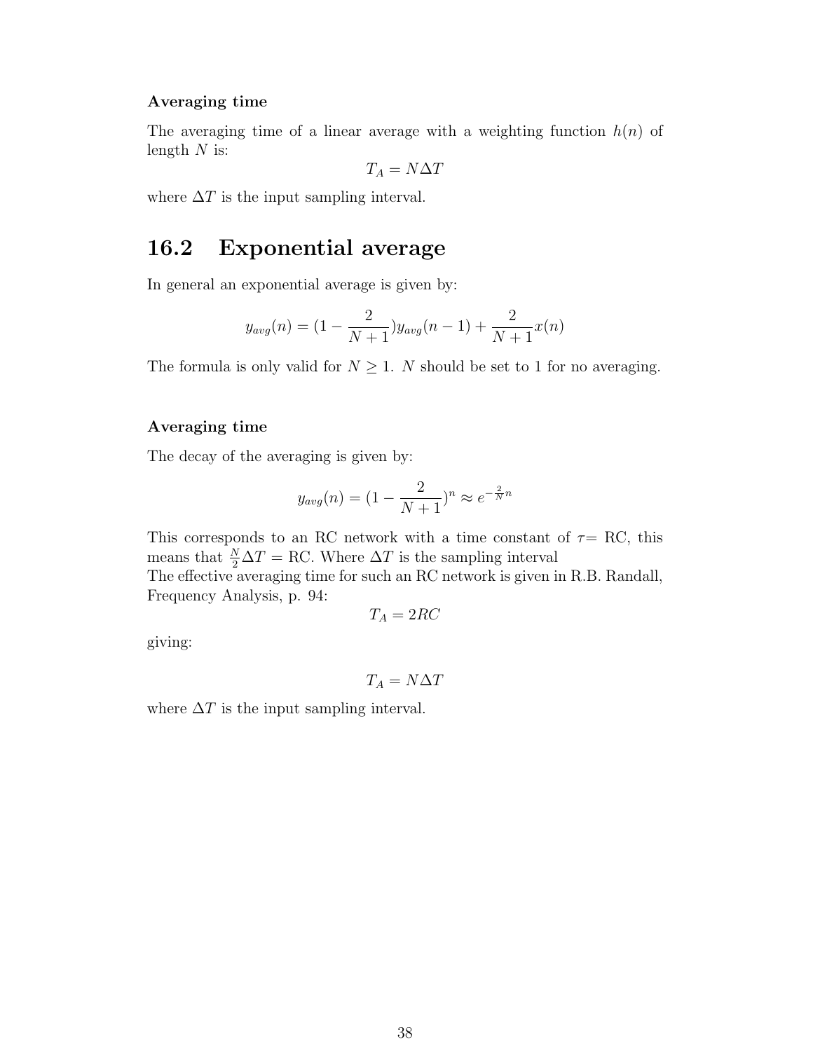**Averaging time**

The averaging time of a linear average with a weighting function $h(n)$ of length $N$ is:

$$T_A = N\Delta T$$

where $\Delta T$ is the input sampling interval.

## 16.2 Exponential average

In general an exponential average is given by:

$$y_{avg}(n) = (1 - \frac{2}{N+1})y_{avg}(n-1) + \frac{2}{N+1}x(n)$$

The formula is only valid for $N \geq 1$. $N$ should be set to 1 for no averaging.

**Averaging time**

The decay of the averaging is given by:

$$y_{avg}(n) = (1 - \frac{2}{N+1})^n \approx e^{-\frac{2}{N}n}$$

This corresponds to an RC network with a time constant of $\tau$= RC, this means that $\frac{N}{2}\Delta T$ = RC. Where $\Delta T$ is the sampling interval
The effective averaging time for such an RC network is given in R.B. Randall, Frequency Analysis, p. 94:

$$T_A = 2RC$$

giving:

$$T_A = N\Delta T$$

where $\Delta T$ is the input sampling interval.